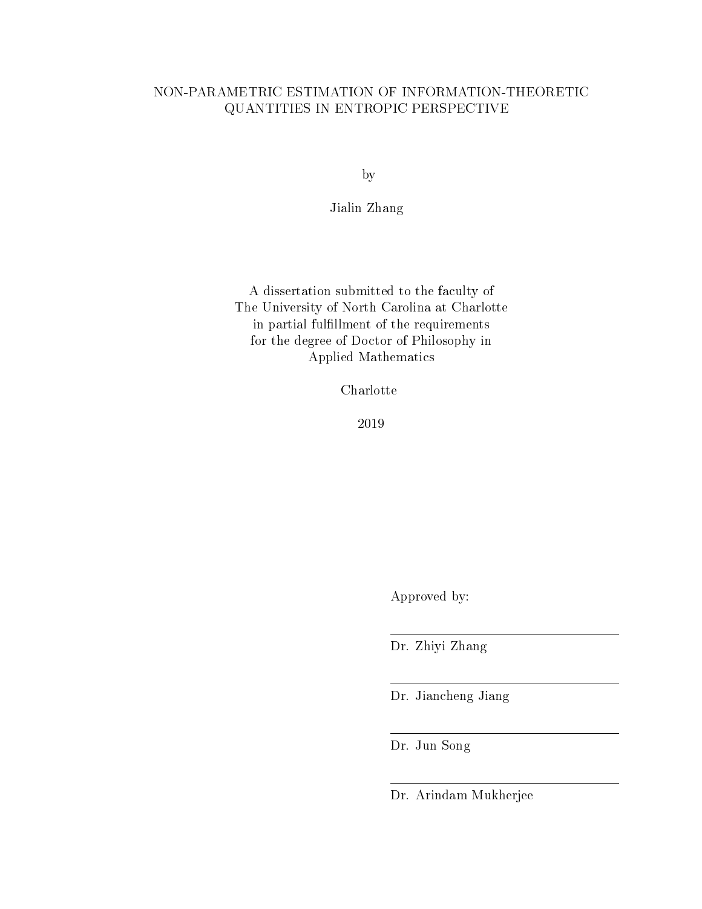# NON-PARAMETRIC ESTIMATION OF INFORMATION-THEORETIC QUANTITIES IN ENTROPIC PERSPECTIVE

by

Jialin Zhang

A dissertation submitted to the faculty of
The University of North Carolina at Charlotte
in partial fulfillment of the requirements
for the degree of Doctor of Philosophy in
Applied Mathematics

Charlotte

2019

Approved by:

Dr. Zhiyi Zhang

Dr. Jiancheng Jiang

Dr. Jun Song

Dr. Arindam Mukherjee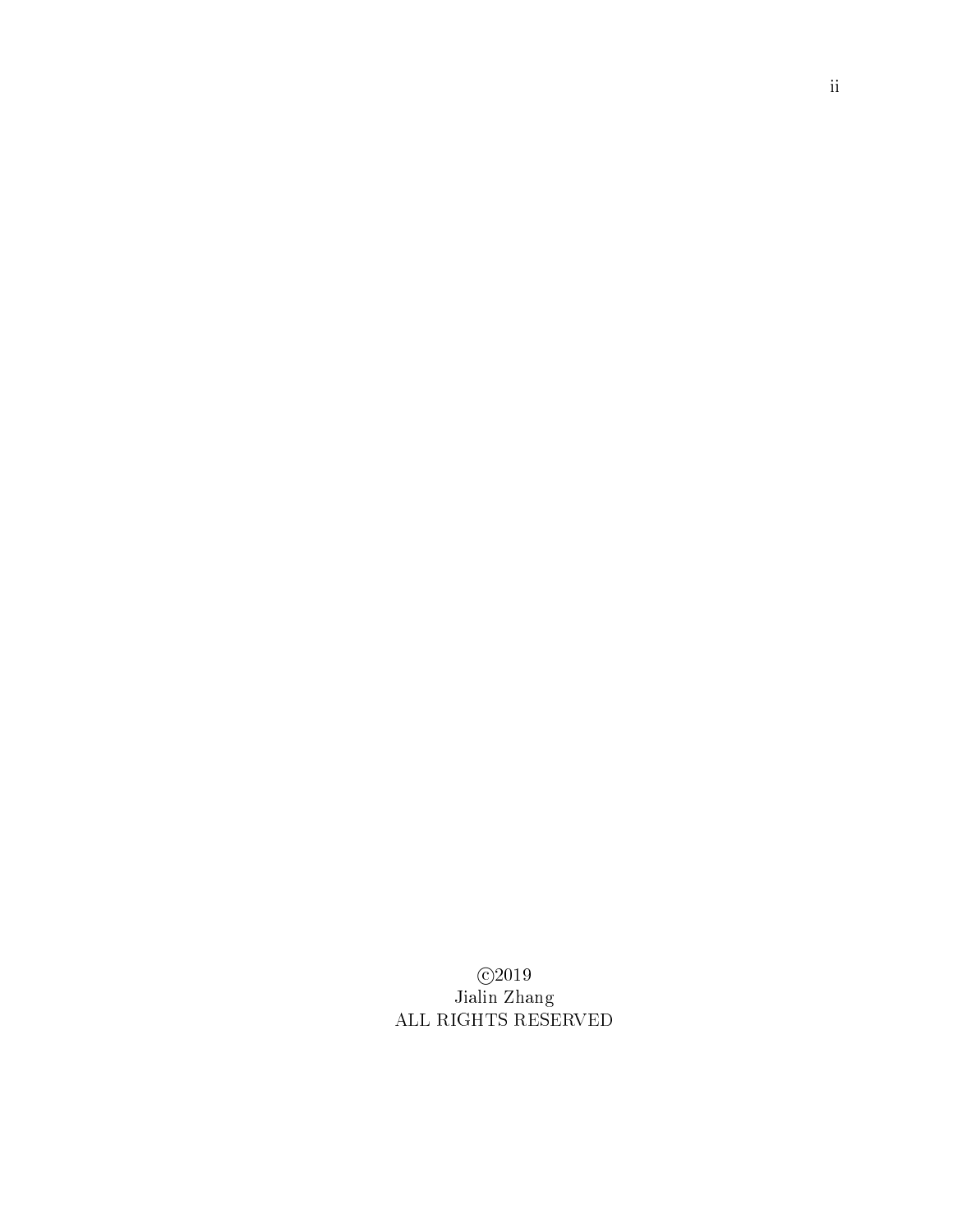©2019
Jialin Zhang
ALL RIGHTS RESERVED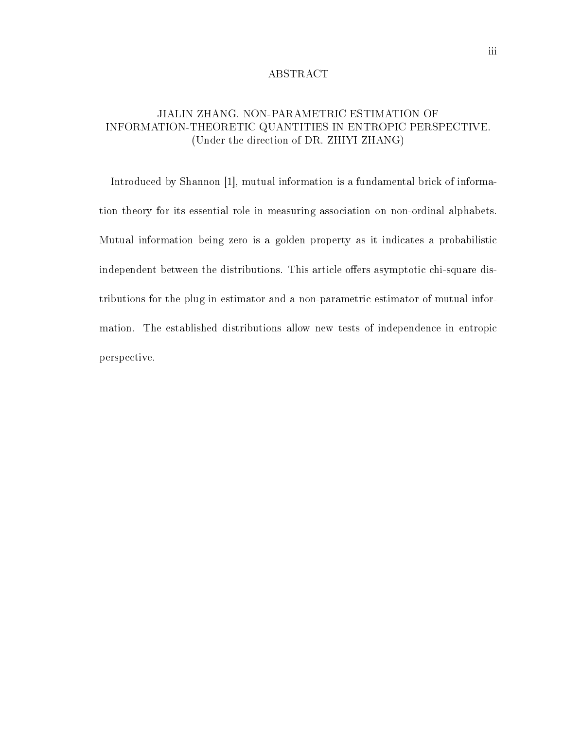# ABSTRACT

JIALIN ZHANG. NON-PARAMETRIC ESTIMATION OF INFORMATION-THEORETIC QUANTITIES IN ENTROPIC PERSPECTIVE. (Under the direction of DR. ZHIYI ZHANG)

Introduced by Shannon [1], mutual information is a fundamental brick of information theory for its essential role in measuring association on non-ordinal alphabets. Mutual information being zero is a golden property as it indicates a probabilistic independent between the distributions. This article offers asymptotic chi-square distributions for the plug-in estimator and a non-parametric estimator of mutual information. The established distributions allow new tests of independence in entropic perspective.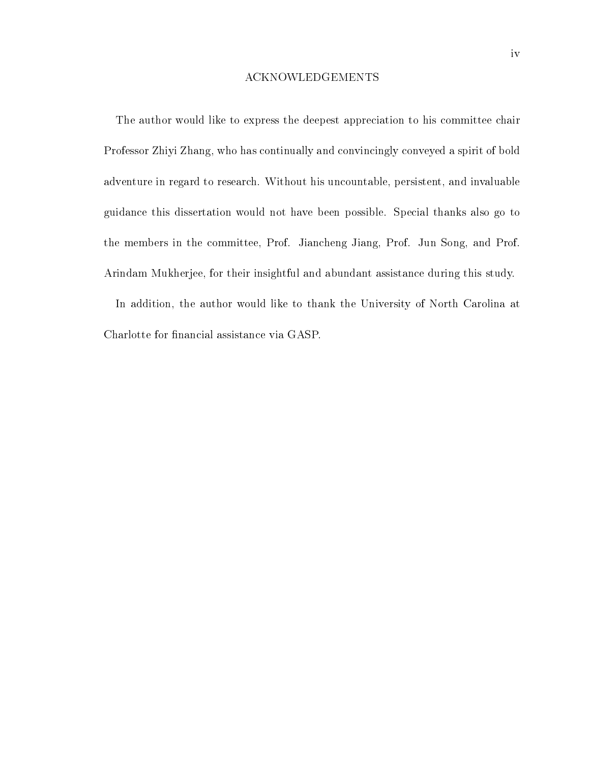# ACKNOWLEDGEMENTS

The author would like to express the deepest appreciation to his committee chair Professor Zhiyi Zhang, who has continually and convincingly conveyed a spirit of bold adventure in regard to research. Without his uncountable, persistent, and invaluable guidance this dissertation would not have been possible. Special thanks also go to the members in the committee, Prof. Jiancheng Jiang, Prof. Jun Song, and Prof. Arindam Mukherjee, for their insightful and abundant assistance during this study.

In addition, the author would like to thank the University of North Carolina at Charlotte for financial assistance via GASP.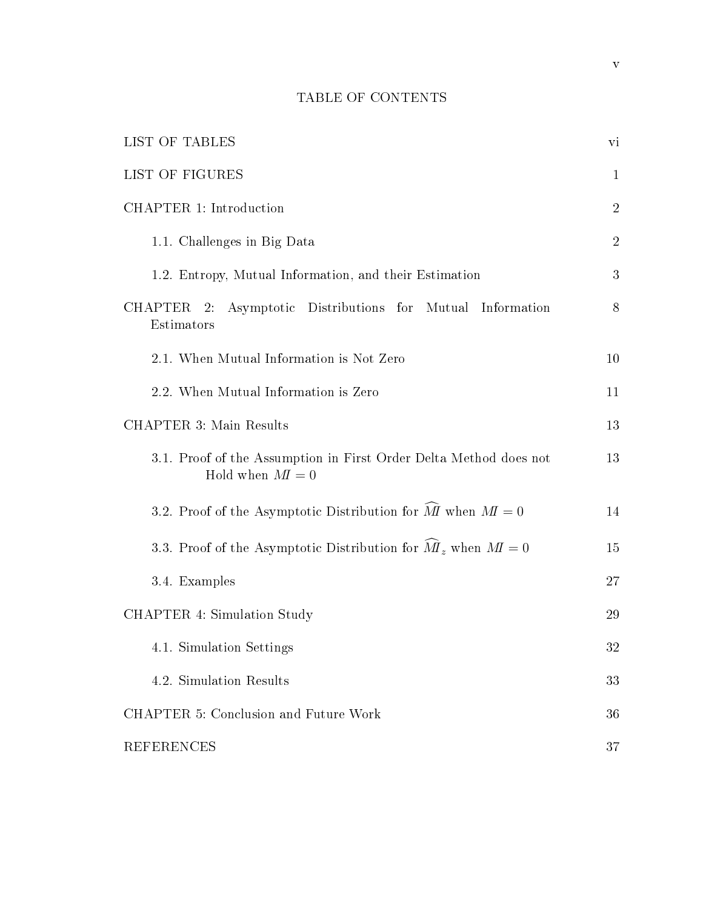# TABLE OF CONTENTS

| | |
|---|---|
| LIST OF TABLES | vi |
| LIST OF FIGURES | 1 |
| CHAPTER 1: Introduction | 2 |
| 1.1. Challenges in Big Data | 2 |
| 1.2. Entropy, Mutual Information, and their Estimation | 3 |
| CHAPTER 2: Asymptotic Distributions for Mutual Information Estimators | 8 |
| 2.1. When Mutual Information is Not Zero | 10 |
| 2.2. When Mutual Information is Zero | 11 |
| CHAPTER 3: Main Results | 13 |
| 3.1. Proof of the Assumption in First Order Delta Method does not Hold when $MI = 0$ | 13 |
| 3.2. Proof of the Asymptotic Distribution for $\widehat{MI}$ when $MI = 0$ | 14 |
| 3.3. Proof of the Asymptotic Distribution for $\widehat{MI}_z$ when $MI = 0$ | 15 |
| 3.4. Examples | 27 |
| CHAPTER 4: Simulation Study | 29 |
| 4.1. Simulation Settings | 32 |
| 4.2. Simulation Results | 33 |
| CHAPTER 5: Conclusion and Future Work | 36 |
| REFERENCES | 37 |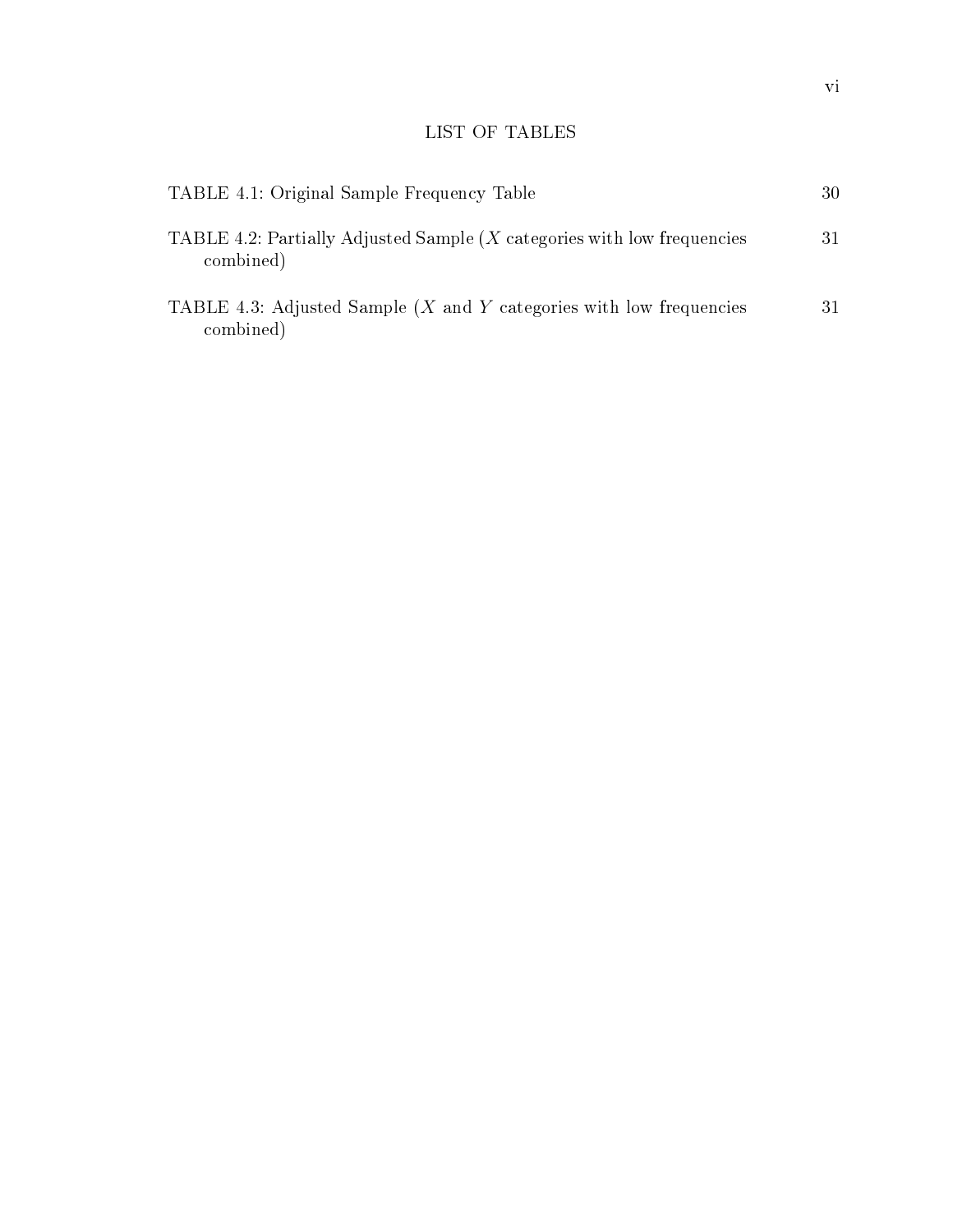# LIST OF TABLES

TABLE 4.1: Original Sample Frequency Table — 30

TABLE 4.2: Partially Adjusted Sample ($X$ categories with low frequencies combined) — 31

TABLE 4.3: Adjusted Sample ($X$ and $Y$ categories with low frequencies combined) — 31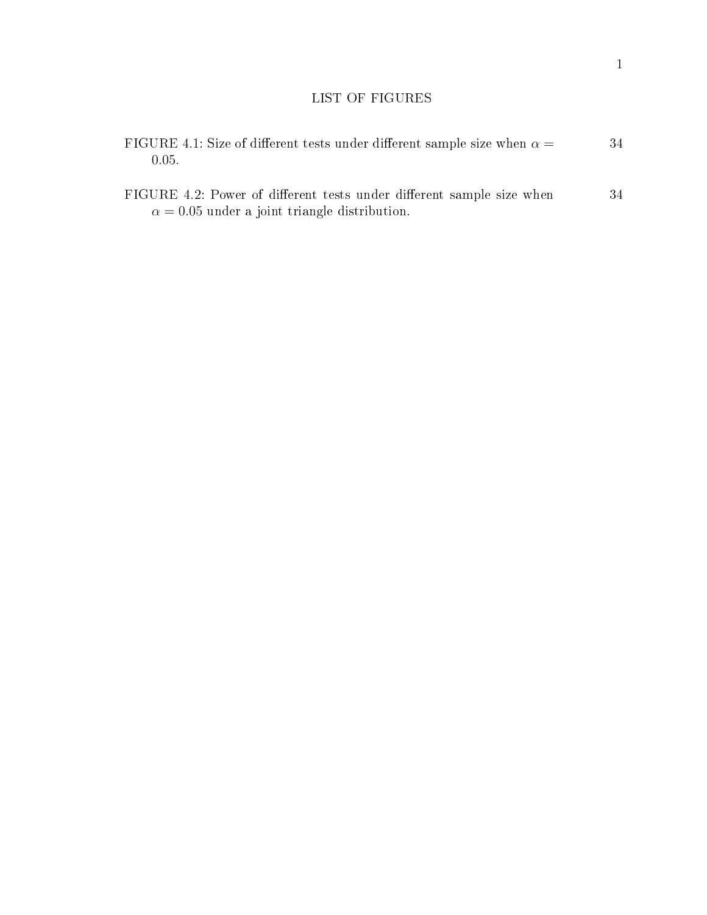# LIST OF FIGURES

FIGURE 4.1: Size of different tests under different sample size when $\alpha = 0.05$. 34

FIGURE 4.2: Power of different tests under different sample size when $\alpha = 0.05$ under a joint triangle distribution. 34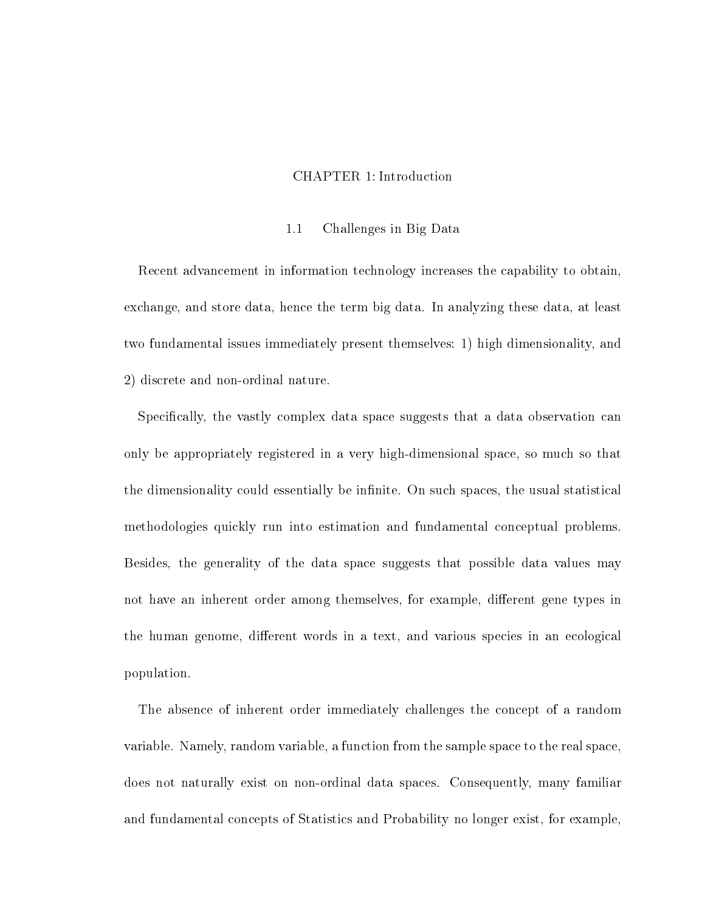# CHAPTER 1: Introduction

## 1.1 Challenges in Big Data

Recent advancement in information technology increases the capability to obtain, exchange, and store data, hence the term big data. In analyzing these data, at least two fundamental issues immediately present themselves: 1) high dimensionality, and 2) discrete and non-ordinal nature.

Specifically, the vastly complex data space suggests that a data observation can only be appropriately registered in a very high-dimensional space, so much so that the dimensionality could essentially be infinite. On such spaces, the usual statistical methodologies quickly run into estimation and fundamental conceptual problems. Besides, the generality of the data space suggests that possible data values may not have an inherent order among themselves, for example, different gene types in the human genome, different words in a text, and various species in an ecological population.

The absence of inherent order immediately challenges the concept of a random variable. Namely, random variable, a function from the sample space to the real space, does not naturally exist on non-ordinal data spaces. Consequently, many familiar and fundamental concepts of Statistics and Probability no longer exist, for example,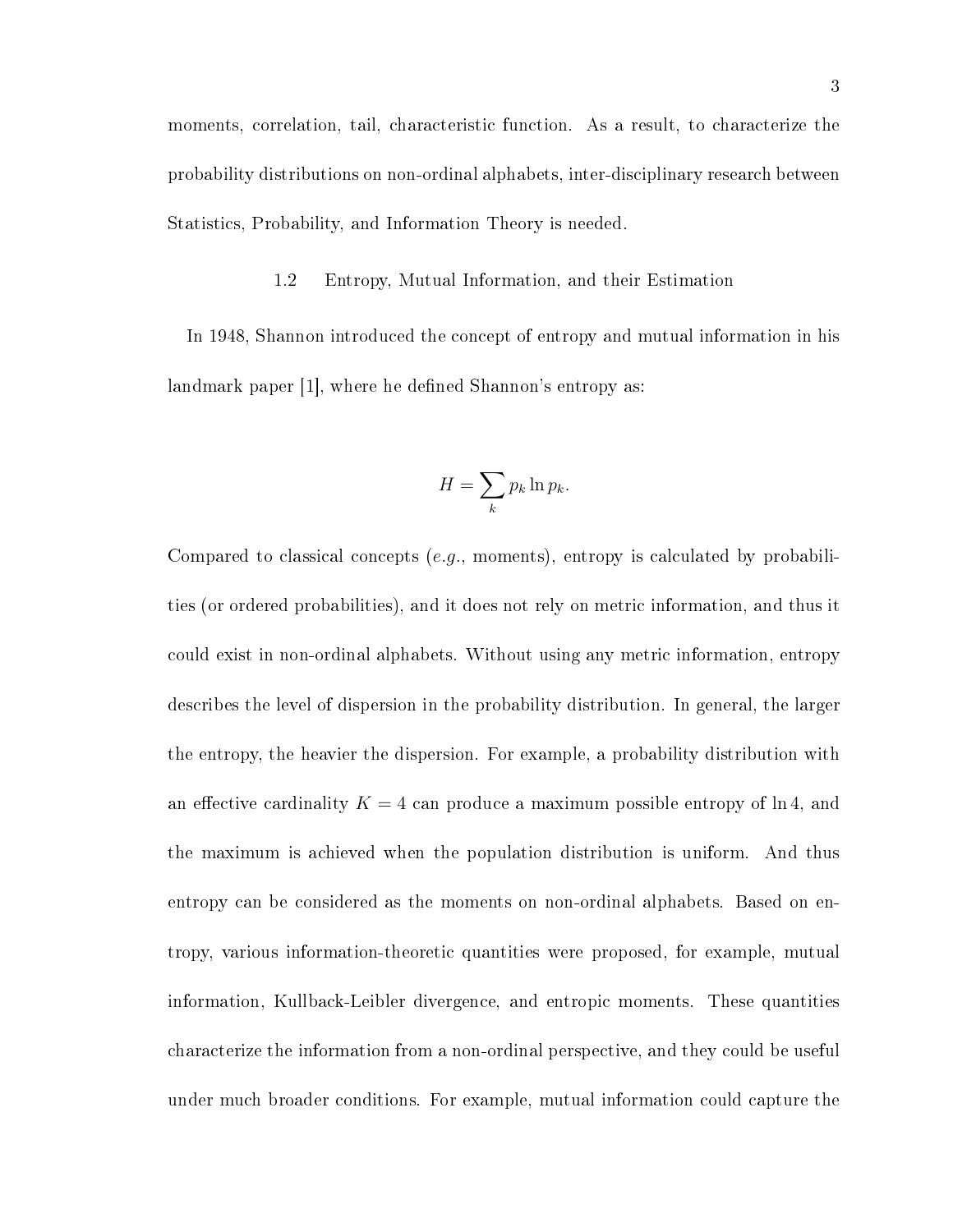moments, correlation, tail, characteristic function. As a result, to characterize the probability distributions on non-ordinal alphabets, inter-disciplinary research between Statistics, Probability, and Information Theory is needed.

## 1.2 Entropy, Mutual Information, and their Estimation

In 1948, Shannon introduced the concept of entropy and mutual information in his landmark paper [1], where he defined Shannon's entropy as:

$$H = \sum_k p_k \ln p_k.$$

Compared to classical concepts (*e.g.*, moments), entropy is calculated by probabilities (or ordered probabilities), and it does not rely on metric information, and thus it could exist in non-ordinal alphabets. Without using any metric information, entropy describes the level of dispersion in the probability distribution. In general, the larger the entropy, the heavier the dispersion. For example, a probability distribution with an effective cardinality $K = 4$ can produce a maximum possible entropy of $\ln 4$, and the maximum is achieved when the population distribution is uniform. And thus entropy can be considered as the moments on non-ordinal alphabets. Based on entropy, various information-theoretic quantities were proposed, for example, mutual information, Kullback-Leibler divergence, and entropic moments. These quantities characterize the information from a non-ordinal perspective, and they could be useful under much broader conditions. For example, mutual information could capture the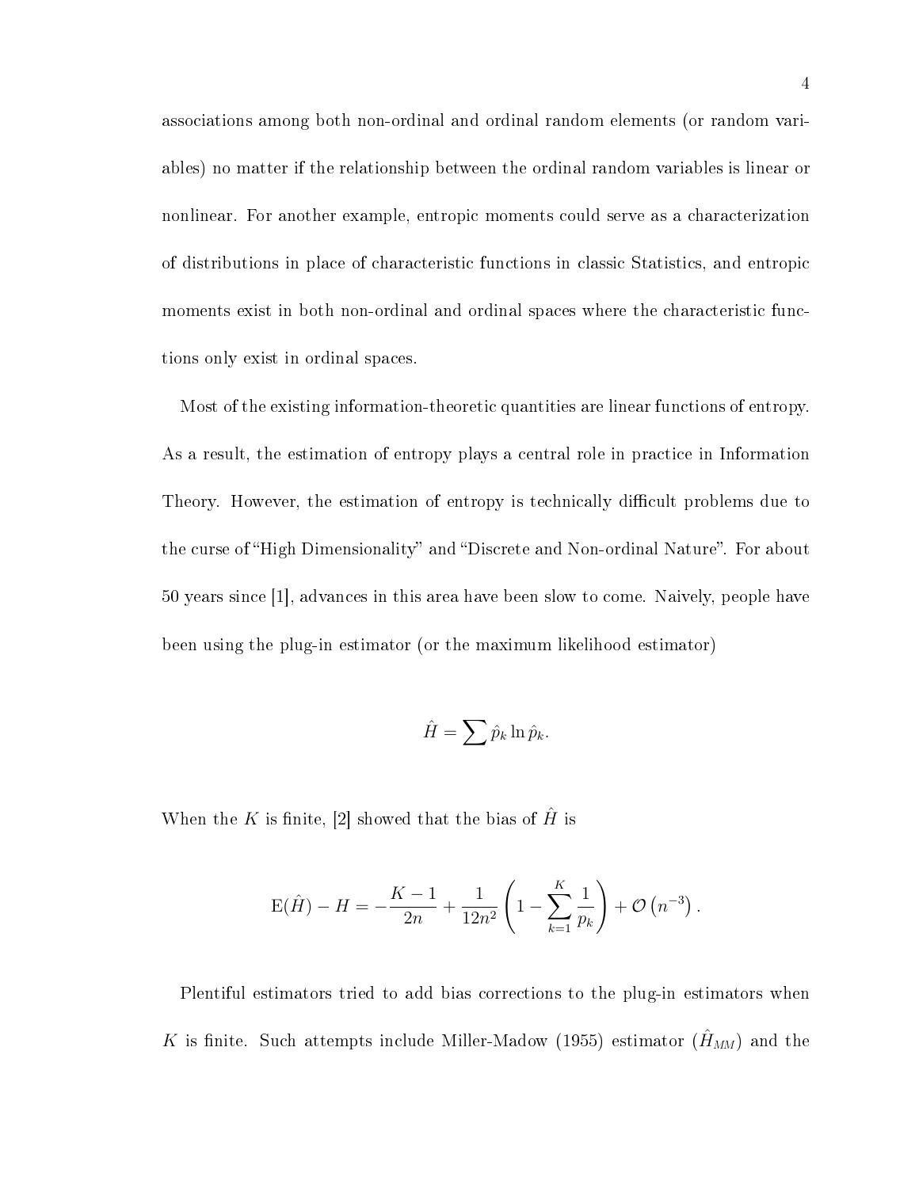associations among both non-ordinal and ordinal random elements (or random variables) no matter if the relationship between the ordinal random variables is linear or nonlinear. For another example, entropic moments could serve as a characterization of distributions in place of characteristic functions in classic Statistics, and entropic moments exist in both non-ordinal and ordinal spaces where the characteristic functions only exist in ordinal spaces.

Most of the existing information-theoretic quantities are linear functions of entropy. As a result, the estimation of entropy plays a central role in practice in Information Theory. However, the estimation of entropy is technically difficult problems due to the curse of "High Dimensionality" and "Discrete and Non-ordinal Nature". For about 50 years since [1], advances in this area have been slow to come. Naively, people have been using the plug-in estimator (or the maximum likelihood estimator)

$$\hat{H} = \sum \hat{p}_k \ln \hat{p}_k.$$

When the $K$ is finite, [2] showed that the bias of $\hat{H}$ is

$$\mathrm{E}(\hat{H}) - H = -\frac{K-1}{2n} + \frac{1}{12n^2}\left(1 - \sum_{k=1}^{K} \frac{1}{p_k}\right) + \mathcal{O}\left(n^{-3}\right).$$

Plentiful estimators tried to add bias corrections to the plug-in estimators when $K$ is finite. Such attempts include Miller-Madow (1955) estimator ($\hat{H}_{MM}$) and the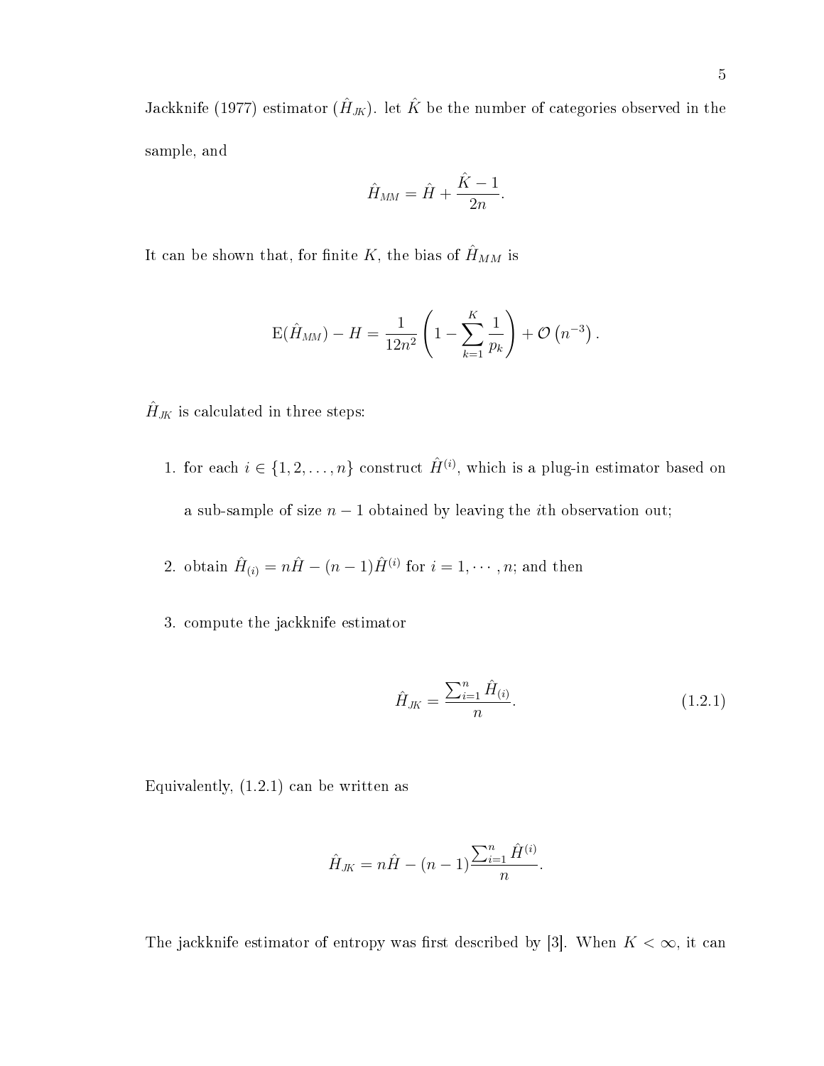Jackknife (1977) estimator ($\hat{H}_{JK}$). let $\hat{K}$ be the number of categories observed in the sample, and

$$\hat{H}_{MM} = \hat{H} + \frac{\hat{K} - 1}{2n}.$$

It can be shown that, for finite $K$, the bias of $\hat{H}_{MM}$ is

$$\mathrm{E}(\hat{H}_{MM}) - H = \frac{1}{12n^2}\left(1 - \sum_{k=1}^{K} \frac{1}{p_k}\right) + \mathcal{O}\left(n^{-3}\right).$$

$\hat{H}_{JK}$ is calculated in three steps:

1. for each $i \in \{1, 2, \ldots, n\}$ construct $\hat{H}^{(i)}$, which is a plug-in estimator based on a sub-sample of size $n-1$ obtained by leaving the $i$th observation out;
2. obtain $\hat{H}_{(i)} = n\hat{H} - (n-1)\hat{H}^{(i)}$ for $i = 1, \cdots, n$; and then
3. compute the jackknife estimator

$$\hat{H}_{JK} = \frac{\sum_{i=1}^{n} \hat{H}_{(i)}}{n}. \tag{1.2.1}$$

Equivalently, (1.2.1) can be written as

$$\hat{H}_{JK} = n\hat{H} - (n-1)\frac{\sum_{i=1}^{n} \hat{H}^{(i)}}{n}.$$

The jackknife estimator of entropy was first described by [3]. When $K < \infty$, it can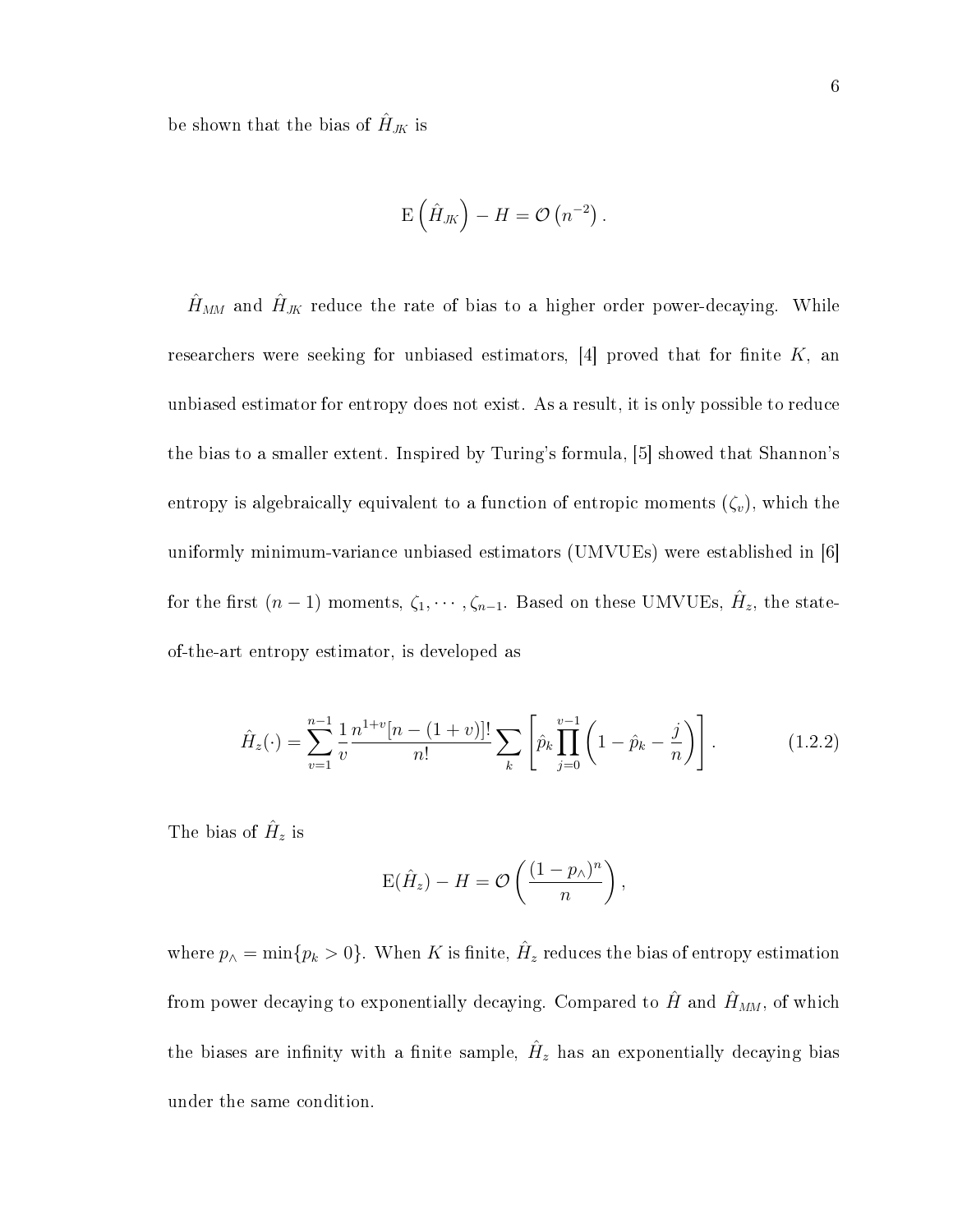be shown that the bias of $\hat{H}_{JK}$ is

$$\mathrm{E}\left(\hat{H}_{JK}\right) - H = \mathcal{O}\left(n^{-2}\right).$$

$\hat{H}_{MM}$ and $\hat{H}_{JK}$ reduce the rate of bias to a higher order power-decaying. While researchers were seeking for unbiased estimators, [4] proved that for finite $K$, an unbiased estimator for entropy does not exist. As a result, it is only possible to reduce the bias to a smaller extent. Inspired by Turing's formula, [5] showed that Shannon's entropy is algebraically equivalent to a function of entropic moments ($\zeta_v$), which the uniformly minimum-variance unbiased estimators (UMVUEs) were established in [6] for the first $(n-1)$ moments, $\zeta_1, \cdots, \zeta_{n-1}$. Based on these UMVUEs, $\hat{H}_z$, the state-of-the-art entropy estimator, is developed as

$$\hat{H}_z(\cdot) = \sum_{v=1}^{n-1} \frac{1}{v} \frac{n^{1+v}[n-(1+v)]!}{n!} \sum_k \left[\hat{p}_k \prod_{j=0}^{v-1} \left(1 - \hat{p}_k - \frac{j}{n}\right)\right]. \tag{1.2.2}$$

The bias of $\hat{H}_z$ is

$$\mathrm{E}(\hat{H}_z) - H = \mathcal{O}\left(\frac{(1-p_\wedge)^n}{n}\right),$$

where $p_\wedge = \min\{p_k > 0\}$. When $K$ is finite, $\hat{H}_z$ reduces the bias of entropy estimation from power decaying to exponentially decaying. Compared to $\hat{H}$ and $\hat{H}_{MM}$, of which the biases are infinity with a finite sample, $\hat{H}_z$ has an exponentially decaying bias under the same condition.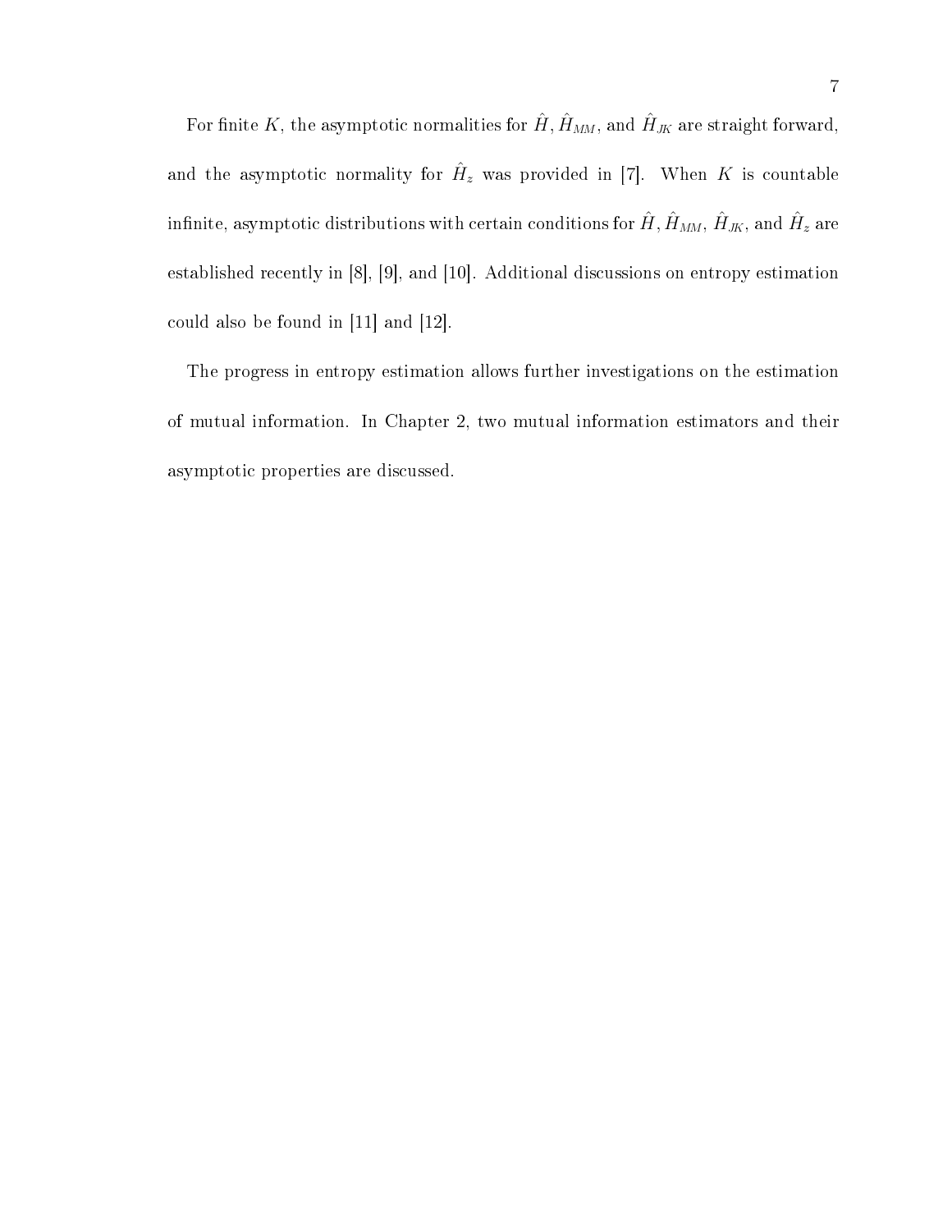For finite $K$, the asymptotic normalities for $\hat{H}$, $\hat{H}_{MM}$, and $\hat{H}_{JK}$ are straight forward, and the asymptotic normality for $\hat{H}_z$ was provided in [7]. When $K$ is countable infinite, asymptotic distributions with certain conditions for $\hat{H}$, $\hat{H}_{MM}$, $\hat{H}_{JK}$, and $\hat{H}_z$ are established recently in [8], [9], and [10]. Additional discussions on entropy estimation could also be found in [11] and [12].

The progress in entropy estimation allows further investigations on the estimation of mutual information. In Chapter 2, two mutual information estimators and their asymptotic properties are discussed.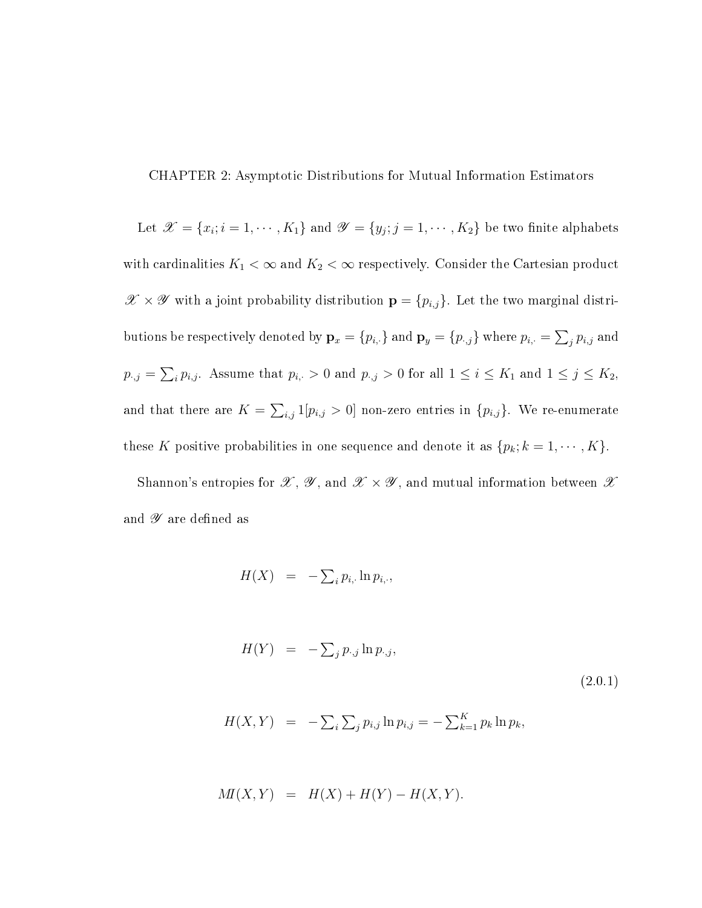# CHAPTER 2: Asymptotic Distributions for Mutual Information Estimators

Let $\mathscr{X} = \{x_i; i = 1, \cdots, K_1\}$ and $\mathscr{Y} = \{y_j; j = 1, \cdots, K_2\}$ be two finite alphabets with cardinalities $K_1 < \infty$ and $K_2 < \infty$ respectively. Consider the Cartesian product $\mathscr{X} \times \mathscr{Y}$ with a joint probability distribution $\mathbf{p} = \{p_{i,j}\}$. Let the two marginal distributions be respectively denoted by $\mathbf{p}_x = \{p_{i,\cdot}\}$ and $\mathbf{p}_y = \{p_{\cdot,j}\}$ where $p_{i,\cdot} = \sum_j p_{i,j}$ and $p_{\cdot,j} = \sum_i p_{i,j}$. Assume that $p_{i,\cdot} > 0$ and $p_{\cdot,j} > 0$ for all $1 \le i \le K_1$ and $1 \le j \le K_2$, and that there are $K = \sum_{i,j} 1[p_{i,j} > 0]$ non-zero entries in $\{p_{i,j}\}$. We re-enumerate these $K$ positive probabilities in one sequence and denote it as $\{p_k; k = 1, \cdots, K\}$.

Shannon's entropies for $\mathscr{X}$, $\mathscr{Y}$, and $\mathscr{X} \times \mathscr{Y}$, and mutual information between $\mathscr{X}$ and $\mathscr{Y}$ are defined as

$$
\begin{aligned}
H(X) &= -\textstyle\sum_i p_{i,\cdot} \ln p_{i,\cdot}, \\
H(Y) &= -\textstyle\sum_j p_{\cdot,j} \ln p_{\cdot,j}, \\
H(X,Y) &= -\textstyle\sum_i \sum_j p_{i,j} \ln p_{i,j} = -\sum_{k=1}^{K} p_k \ln p_k, \\
MI(X,Y) &= H(X) + H(Y) - H(X,Y).
\end{aligned}
\tag{2.0.1}
$$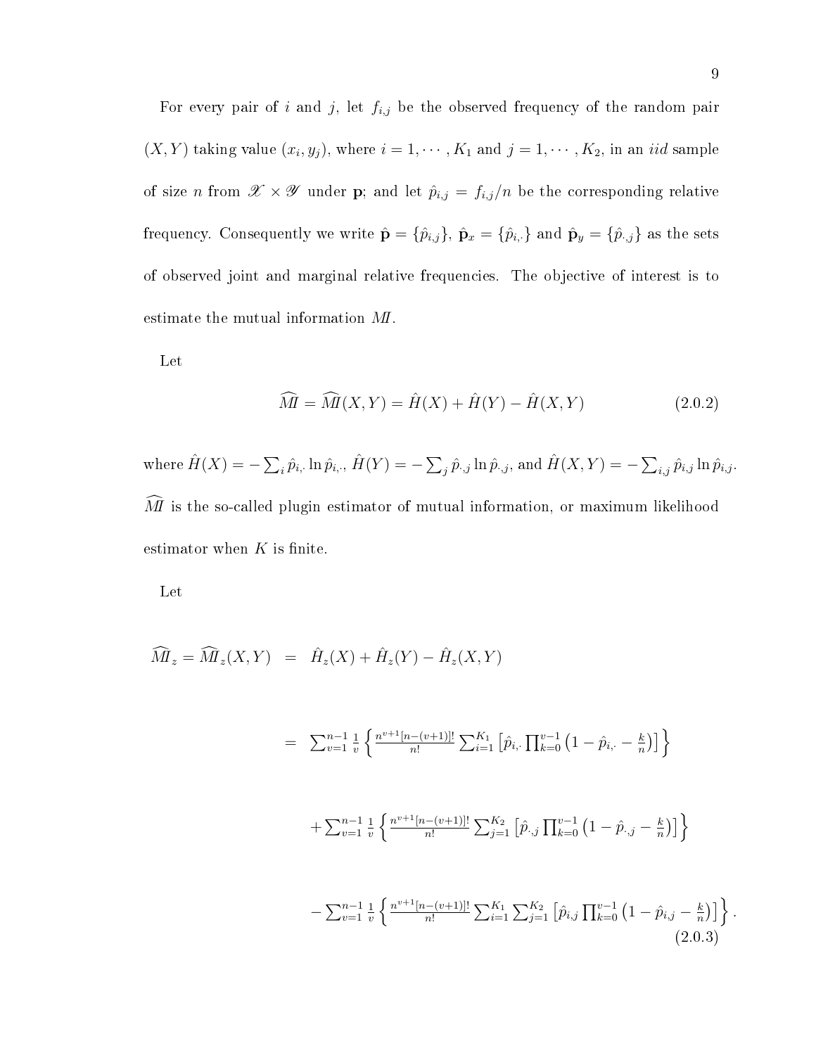For every pair of $i$ and $j$, let $f_{i,j}$ be the observed frequency of the random pair $(X, Y)$ taking value $(x_i, y_j)$, where $i = 1, \cdots, K_1$ and $j = 1, \cdots, K_2$, in an *iid* sample of size $n$ from $\mathscr{X} \times \mathscr{Y}$ under $\mathbf{p}$; and let $\hat{p}_{i,j} = f_{i,j}/n$ be the corresponding relative frequency. Consequently we write $\hat{\mathbf{p}} = \{\hat{p}_{i,j}\}$, $\hat{\mathbf{p}}_x = \{\hat{p}_{i,\cdot}\}$ and $\hat{\mathbf{p}}_y = \{\hat{p}_{\cdot,j}\}$ as the sets of observed joint and marginal relative frequencies. The objective of interest is to estimate the mutual information $MI$.

Let

$$\widehat{MI} = \widehat{MI}(X, Y) = \hat{H}(X) + \hat{H}(Y) - \hat{H}(X, Y) \tag{2.0.2}$$

where $\hat{H}(X) = -\sum_i \hat{p}_{i,\cdot} \ln \hat{p}_{i,\cdot}$, $\hat{H}(Y) = -\sum_j \hat{p}_{\cdot,j} \ln \hat{p}_{\cdot,j}$, and $\hat{H}(X, Y) = -\sum_{i,j} \hat{p}_{i,j} \ln \hat{p}_{i,j}$. $\widehat{MI}$ is the so-called plugin estimator of mutual information, or maximum likelihood estimator when $K$ is finite.

Let

$$\begin{aligned}
\widehat{MI}_z = \widehat{MI}_z(X, Y) &= \hat{H}_z(X) + \hat{H}_z(Y) - \hat{H}_z(X, Y) \\
&= \sum_{v=1}^{n-1} \frac{1}{v} \left\{ \frac{n^{v+1}[n-(v+1)]!}{n!} \sum_{i=1}^{K_1} \left[ \hat{p}_{i,\cdot} \prod_{k=0}^{v-1} \left(1 - \hat{p}_{i,\cdot} - \frac{k}{n}\right)\right]\right\} \\
&\quad + \sum_{v=1}^{n-1} \frac{1}{v} \left\{ \frac{n^{v+1}[n-(v+1)]!}{n!} \sum_{j=1}^{K_2} \left[ \hat{p}_{\cdot,j} \prod_{k=0}^{v-1} \left(1 - \hat{p}_{\cdot,j} - \frac{k}{n}\right)\right]\right\} \\
&\quad - \sum_{v=1}^{n-1} \frac{1}{v} \left\{ \frac{n^{v+1}[n-(v+1)]!}{n!} \sum_{i=1}^{K_1} \sum_{j=1}^{K_2} \left[ \hat{p}_{i,j} \prod_{k=0}^{v-1} \left(1 - \hat{p}_{i,j} - \frac{k}{n}\right)\right]\right\}.
\end{aligned} \tag{2.0.3}$$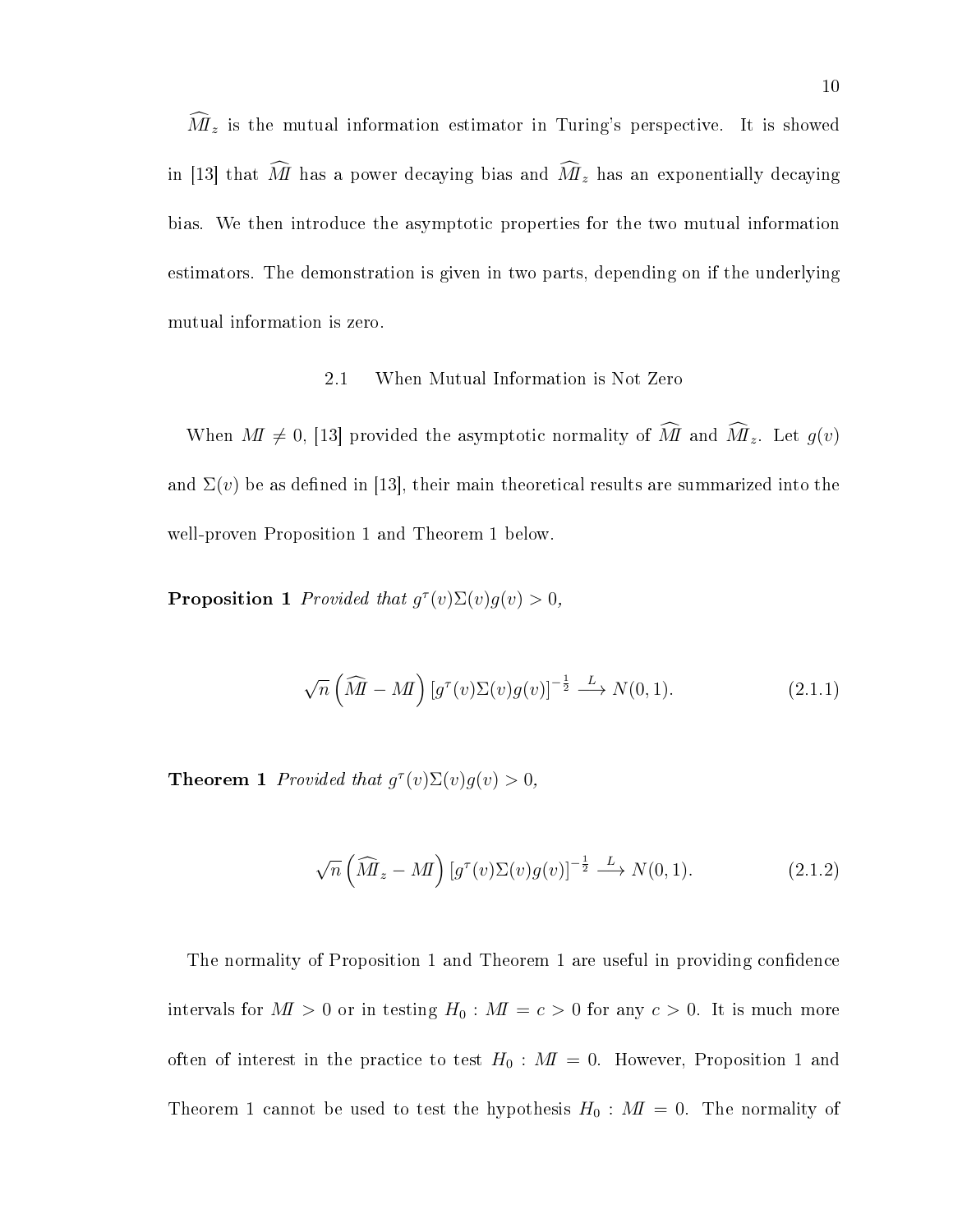$\widehat{MI}_z$ is the mutual information estimator in Turing's perspective. It is showed in [13] that $\widehat{MI}$ has a power decaying bias and $\widehat{MI}_z$ has an exponentially decaying bias. We then introduce the asymptotic properties for the two mutual information estimators. The demonstration is given in two parts, depending on if the underlying mutual information is zero.

## 2.1 When Mutual Information is Not Zero

When $MI \neq 0$, [13] provided the asymptotic normality of $\widehat{MI}$ and $\widehat{MI}_z$. Let $g(v)$ and $\Sigma(v)$ be as defined in [13], their main theoretical results are summarized into the well-proven Proposition 1 and Theorem 1 below.

**Proposition 1** *Provided that* $g^\tau(v)\Sigma(v)g(v) > 0$,

$$\sqrt{n}\left(\widehat{MI} - MI\right)\left[g^\tau(v)\Sigma(v)g(v)\right]^{-\frac{1}{2}} \xrightarrow{L} N(0,1). \tag{2.1.1}$$

**Theorem 1** *Provided that* $g^\tau(v)\Sigma(v)g(v) > 0$,

$$\sqrt{n}\left(\widehat{MI}_z - MI\right)\left[g^\tau(v)\Sigma(v)g(v)\right]^{-\frac{1}{2}} \xrightarrow{L} N(0,1). \tag{2.1.2}$$

The normality of Proposition 1 and Theorem 1 are useful in providing confidence intervals for $MI > 0$ or in testing $H_0 : MI = c > 0$ for any $c > 0$. It is much more often of interest in the practice to test $H_0 : MI = 0$. However, Proposition 1 and Theorem 1 cannot be used to test the hypothesis $H_0 : MI = 0$. The normality of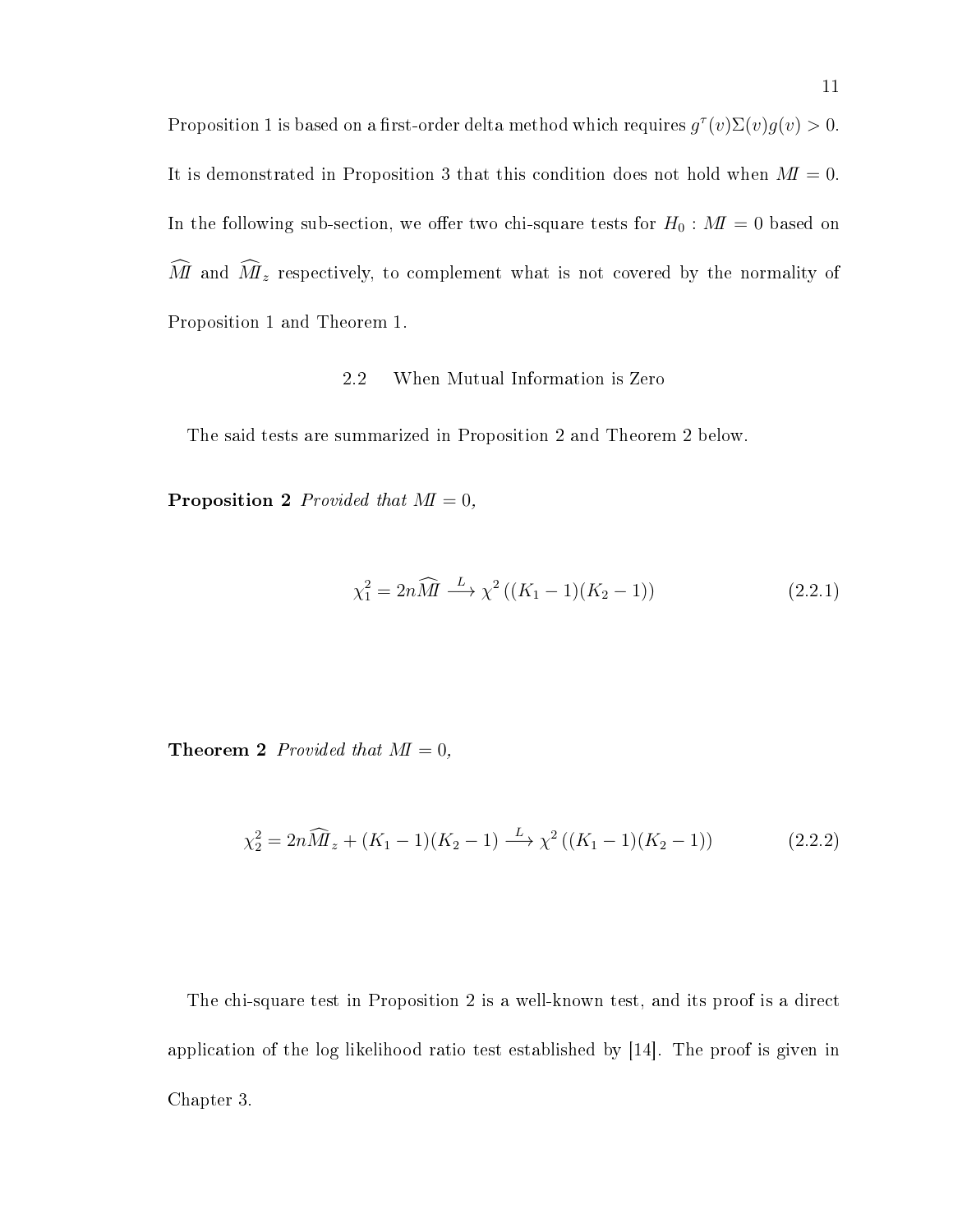Proposition 1 is based on a first-order delta method which requires $g^{\tau}(v)\Sigma(v)g(v) > 0$. It is demonstrated in Proposition 3 that this condition does not hold when $MI = 0$. In the following sub-section, we offer two chi-square tests for $H_0 : MI = 0$ based on $\widehat{MI}$ and $\widehat{MI}_z$ respectively, to complement what is not covered by the normality of Proposition 1 and Theorem 1.

## 2.2 When Mutual Information is Zero

The said tests are summarized in Proposition 2 and Theorem 2 below.

**Proposition 2** *Provided that* $MI = 0$*,*

$$\chi_1^2 = 2n\widehat{MI} \xrightarrow{L} \chi^2\left((K_1 - 1)(K_2 - 1)\right) \tag{2.2.1}$$

**Theorem 2** *Provided that* $MI = 0$*,*

$$\chi_2^2 = 2n\widehat{MI}_z + (K_1 - 1)(K_2 - 1) \xrightarrow{L} \chi^2\left((K_1 - 1)(K_2 - 1)\right) \tag{2.2.2}$$

The chi-square test in Proposition 2 is a well-known test, and its proof is a direct application of the log likelihood ratio test established by [14]. The proof is given in Chapter 3.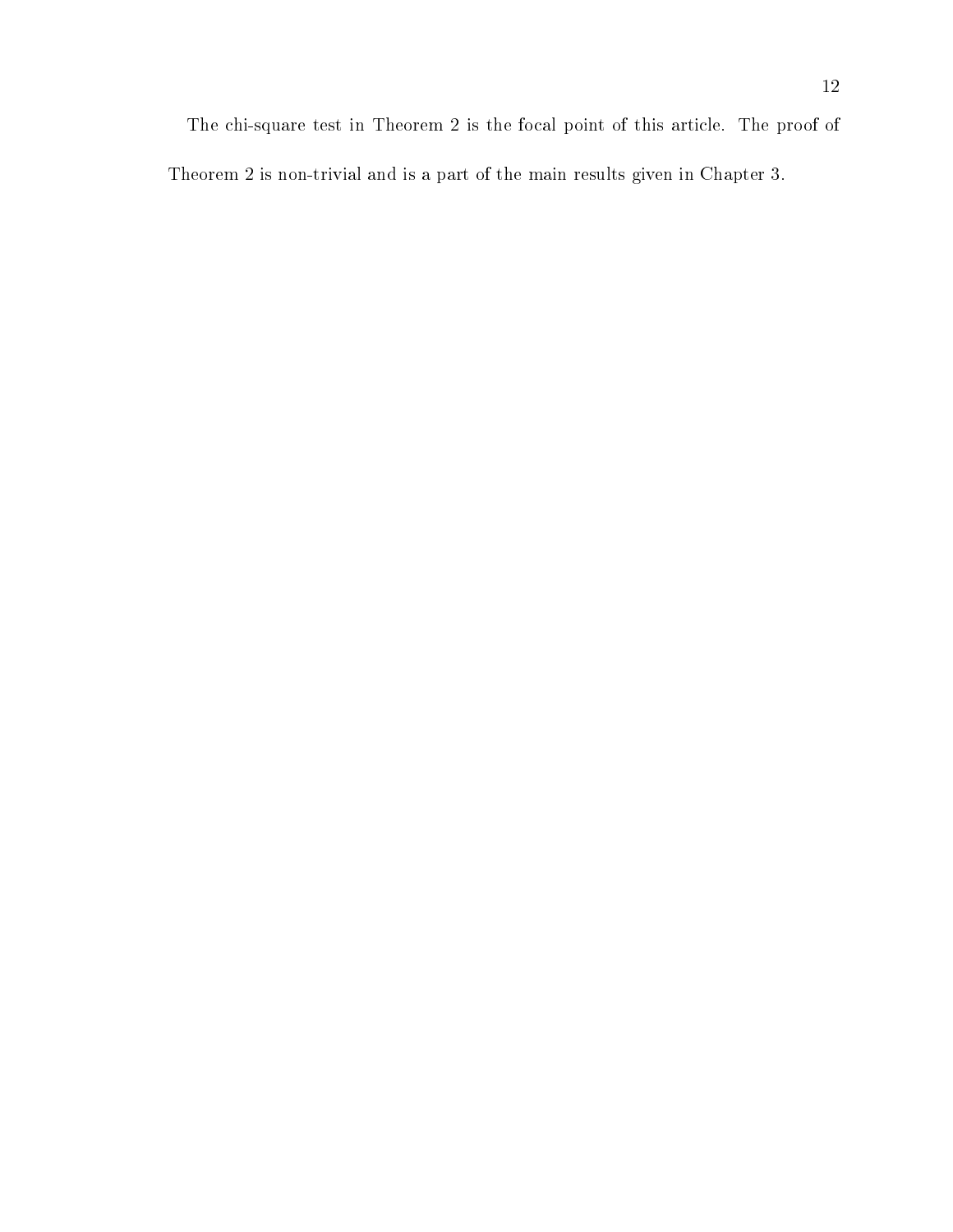The chi-square test in Theorem 2 is the focal point of this article. The proof of Theorem 2 is non-trivial and is a part of the main results given in Chapter 3.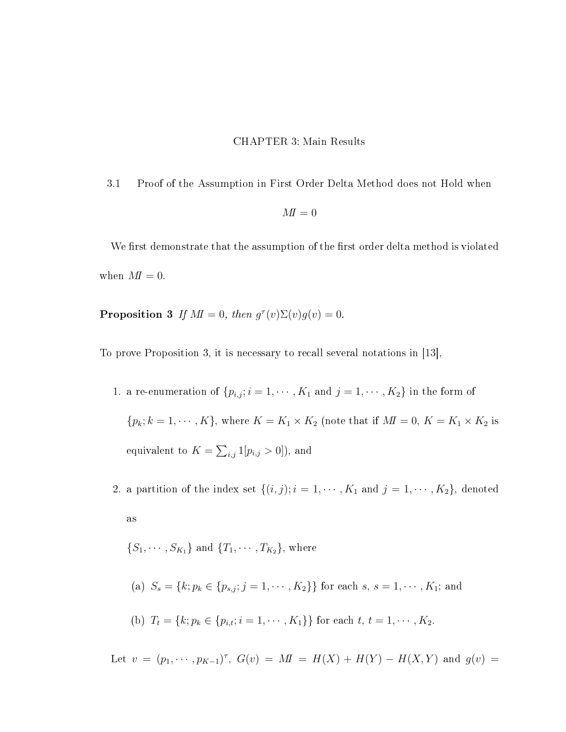# CHAPTER 3: Main Results

## 3.1 Proof of the Assumption in First Order Delta Method does not Hold when $MI = 0$

We first demonstrate that the assumption of the first order delta method is violated when $MI = 0$.

**Proposition 3** *If $MI = 0$, then $g^{\tau}(v)\Sigma(v)g(v) = 0$.*

To prove Proposition 3, it is necessary to recall several notations in [13],

1. a re-enumeration of $\{p_{i,j}; i = 1, \cdots, K_1 \text{ and } j = 1, \cdots, K_2\}$ in the form of $\{p_k; k = 1, \cdots, K\}$, where $K = K_1 \times K_2$ (note that if $MI = 0$, $K = K_1 \times K_2$ is equivalent to $K = \sum_{i,j} 1[p_{i,j} > 0]$), and

2. a partition of the index set $\{(i,j); i = 1, \cdots, K_1 \text{ and } j = 1, \cdots, K_2\}$, denoted as $\{S_1, \cdots, S_{K_1}\}$ and $\{T_1, \cdots, T_{K_2}\}$, where

   (a) $S_s = \{k; p_k \in \{p_{s,j}; j = 1, \cdots, K_2\}\}$ for each $s$, $s = 1, \cdots, K_1$; and

   (b) $T_t = \{k; p_k \in \{p_{i,t}; i = 1, \cdots, K_1\}\}$ for each $t$, $t = 1, \cdots, K_2$.

Let $v = (p_1, \cdots, p_{K-1})^{\tau}$, $G(v) = MI = H(X) + H(Y) - H(X,Y)$ and $g(v) =$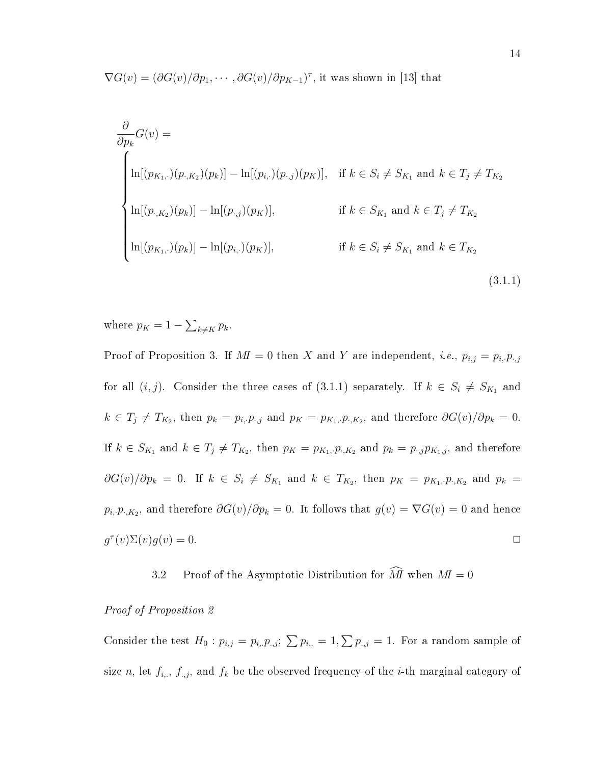$\nabla G(v) = (\partial G(v)/\partial p_1, \cdots, \partial G(v)/\partial p_{K-1})^\tau$, it was shown in [13] that

$$\frac{\partial}{\partial p_k} G(v) = \begin{cases} \ln[(p_{K_1,\cdot})(p_{\cdot,K_2})(p_k)] - \ln[(p_{i,\cdot})(p_{\cdot,j})(p_K)], & \text{if } k \in S_i \neq S_{K_1} \text{ and } k \in T_j \neq T_{K_2} \\ \ln[(p_{\cdot,K_2})(p_k)] - \ln[(p_{\cdot,j})(p_K)], & \text{if } k \in S_{K_1} \text{ and } k \in T_j \neq T_{K_2} \\ \ln[(p_{K_1,\cdot})(p_k)] - \ln[(p_{i,\cdot})(p_K)], & \text{if } k \in S_i \neq S_{K_1} \text{ and } k \in T_{K_2} \end{cases} \tag{3.1.1}$$

where $p_K = 1 - \sum_{k \neq K} p_k$.

Proof of Proposition 3. If $MI = 0$ then $X$ and $Y$ are independent, *i.e.*, $p_{i,j} = p_{i,\cdot}p_{\cdot,j}$ for all $(i, j)$. Consider the three cases of (3.1.1) separately. If $k \in S_i \neq S_{K_1}$ and $k \in T_j \neq T_{K_2}$, then $p_k = p_{i,\cdot}p_{\cdot,j}$ and $p_K = p_{K_1,\cdot}p_{\cdot,K_2}$, and therefore $\partial G(v)/\partial p_k = 0$. If $k \in S_{K_1}$ and $k \in T_j \neq T_{K_2}$, then $p_K = p_{K_1,\cdot}p_{\cdot,K_2}$ and $p_k = p_{\cdot,j}p_{K_1,j}$, and therefore $\partial G(v)/\partial p_k = 0$. If $k \in S_i \neq S_{K_1}$ and $k \in T_{K_2}$, then $p_K = p_{K_1,\cdot}p_{\cdot,K_2}$ and $p_k = p_{i,\cdot}p_{\cdot,K_2}$, and therefore $\partial G(v)/\partial p_k = 0$. It follows that $g(v) = \nabla G(v) = 0$ and hence $g^\tau(v)\Sigma(v)g(v) = 0$. □

## 3.2 Proof of the Asymptotic Distribution for $\widehat{MI}$ when $MI = 0$

*Proof of Proposition 2*

Consider the test $H_0 : p_{i,j} = p_{i,\cdot}p_{\cdot,j}$; $\sum p_{i,\cdot} = 1, \sum p_{\cdot,j} = 1$. For a random sample of size $n$, let $f_{i,\cdot}$, $f_{\cdot,j}$, and $f_k$ be the observed frequency of the $i$-th marginal category of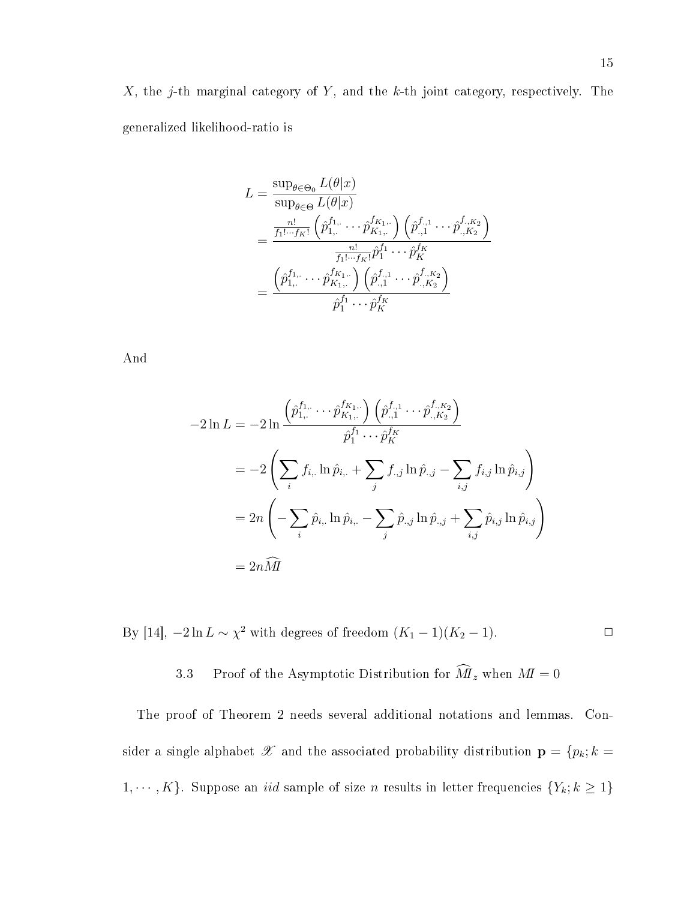$X$, the $j$-th marginal category of $Y$, and the $k$-th joint category, respectively. The generalized likelihood-ratio is

$$
\begin{aligned}
L &= \frac{\sup_{\theta \in \Theta_0} L(\theta|x)}{\sup_{\theta \in \Theta} L(\theta|x)} \\
&= \frac{\frac{n!}{f_1! \cdots f_K!} \left( \hat{p}_{1,.}^{f_{1,.}} \cdots \hat{p}_{K_1,.}^{f_{K_1,.}} \right) \left( \hat{p}_{.,1}^{f_{.,1}} \cdots \hat{p}_{.,K_2}^{f_{.,K_2}} \right)}{\frac{n!}{f_1! \cdots f_K!} \hat{p}_1^{f_1} \cdots \hat{p}_K^{f_K}} \\
&= \frac{\left( \hat{p}_{1,.}^{f_{1,.}} \cdots \hat{p}_{K_1,.}^{f_{K_1,.}} \right) \left( \hat{p}_{.,1}^{f_{.,1}} \cdots \hat{p}_{.,K_2}^{f_{.,K_2}} \right)}{\hat{p}_1^{f_1} \cdots \hat{p}_K^{f_K}}
\end{aligned}
$$

And

$$
\begin{aligned}
-2 \ln L &= -2 \ln \frac{\left( \hat{p}_{1,.}^{f_{1,.}} \cdots \hat{p}_{K_1,.}^{f_{K_1,.}} \right) \left( \hat{p}_{.,1}^{f_{.,1}} \cdots \hat{p}_{.,K_2}^{f_{.,K_2}} \right)}{\hat{p}_1^{f_1} \cdots \hat{p}_K^{f_K}} \\
&= -2 \left( \sum_i f_{i,.} \ln \hat{p}_{i,.} + \sum_j f_{.,j} \ln \hat{p}_{.,j} - \sum_{i,j} f_{i,j} \ln \hat{p}_{i,j} \right) \\
&= 2n \left( -\sum_i \hat{p}_{i,.} \ln \hat{p}_{i,.} - \sum_j \hat{p}_{.,j} \ln \hat{p}_{.,j} + \sum_{i,j} \hat{p}_{i,j} \ln \hat{p}_{i,j} \right) \\
&= 2n \widehat{MI}
\end{aligned}
$$

By [14], $-2 \ln L \sim \chi^2$ with degrees of freedom $(K_1 - 1)(K_2 - 1)$. $\square$

### 3.3 Proof of the Asymptotic Distribution for $\widehat{MI}_z$ when $MI = 0$

The proof of Theorem 2 needs several additional notations and lemmas. Consider a single alphabet $\mathscr{X}$ and the associated probability distribution $\mathbf{p} = \{p_k; k = 1, \cdots, K\}$. Suppose an *iid* sample of size $n$ results in letter frequencies $\{Y_k; k \geq 1\}$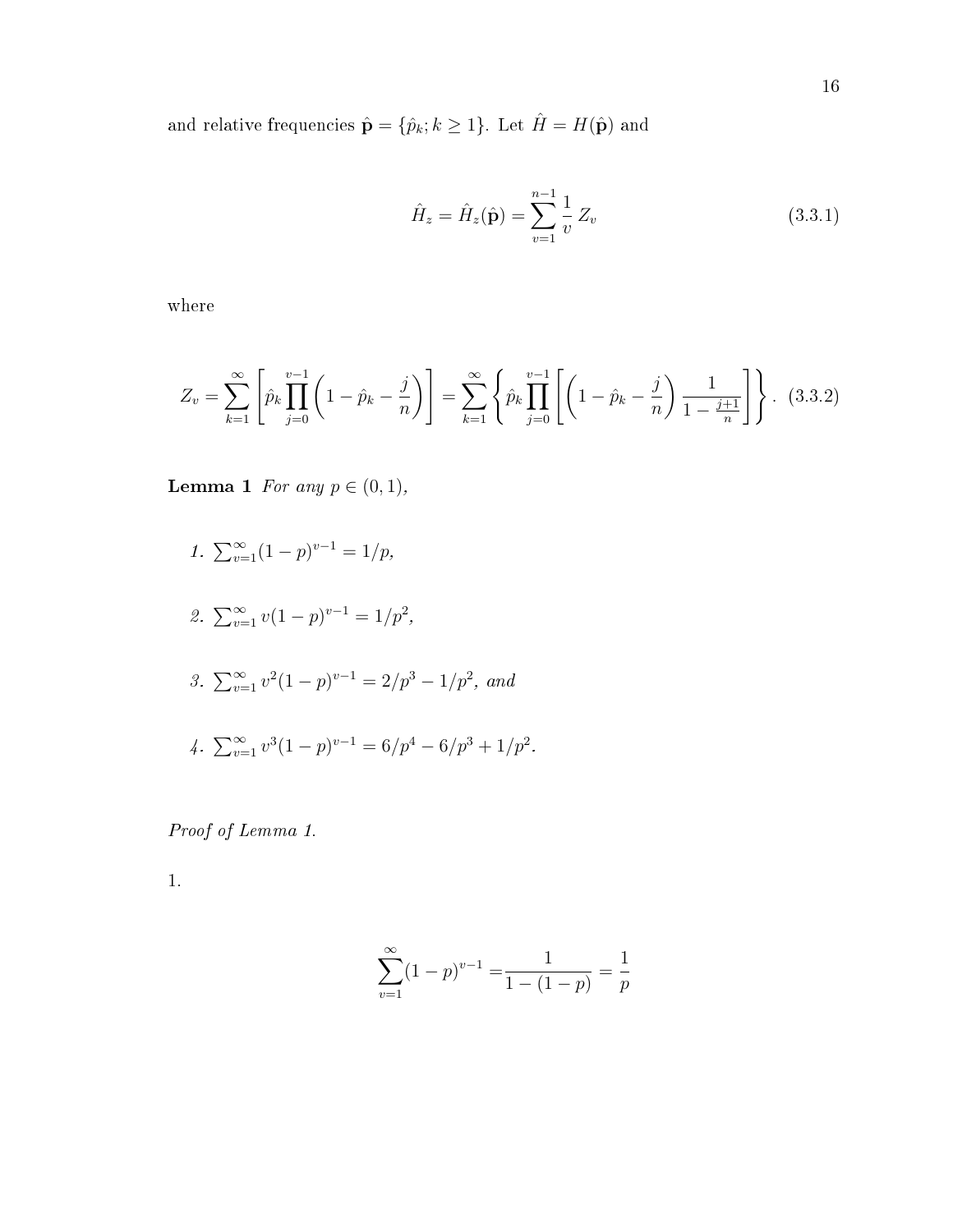and relative frequencies $\hat{\mathbf{p}} = \{\hat{p}_k; k \geq 1\}$. Let $\hat{H} = H(\hat{\mathbf{p}})$ and

$$\hat{H}_z = \hat{H}_z(\hat{\mathbf{p}}) = \sum_{v=1}^{n-1} \frac{1}{v} Z_v \tag{3.3.1}$$

where

$$Z_v = \sum_{k=1}^{\infty} \left[ \hat{p}_k \prod_{j=0}^{v-1} \left(1 - \hat{p}_k - \frac{j}{n}\right) \right] = \sum_{k=1}^{\infty} \left\{ \hat{p}_k \prod_{j=0}^{v-1} \left[ \left(1 - \hat{p}_k - \frac{j}{n}\right) \frac{1}{1 - \frac{j+1}{n}} \right] \right\}. \tag{3.3.2}$$

**Lemma 1** *For any $p \in (0, 1)$,*

1. $\sum_{v=1}^{\infty} (1-p)^{v-1} = 1/p$,
2. $\sum_{v=1}^{\infty} v(1-p)^{v-1} = 1/p^2$,
3. $\sum_{v=1}^{\infty} v^2(1-p)^{v-1} = 2/p^3 - 1/p^2$, *and*
4. $\sum_{v=1}^{\infty} v^3(1-p)^{v-1} = 6/p^4 - 6/p^3 + 1/p^2$.

*Proof of Lemma 1.*

1.

$$\sum_{v=1}^{\infty} (1-p)^{v-1} = \frac{1}{1-(1-p)} = \frac{1}{p}$$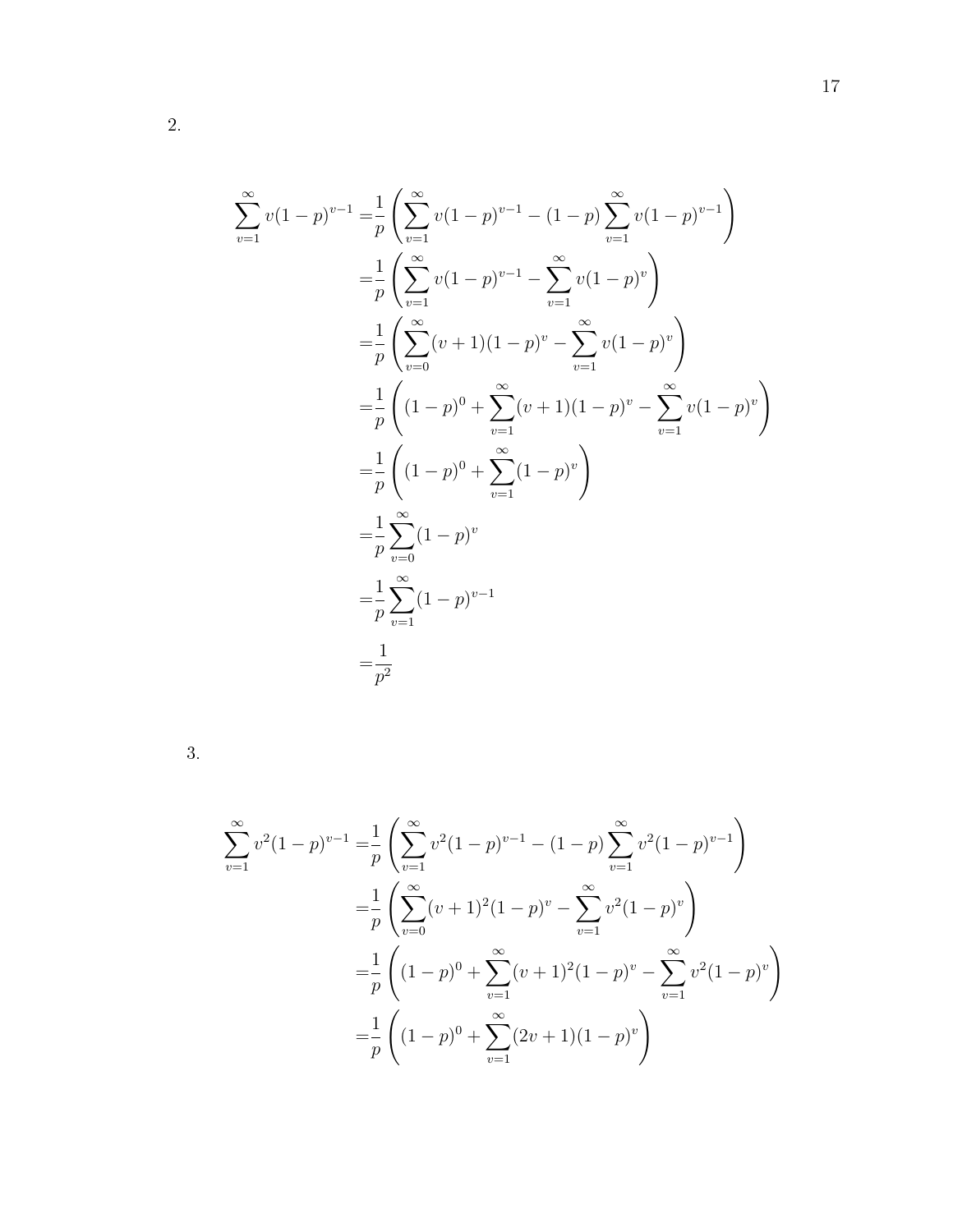2.

$$
\begin{aligned}
\sum_{v=1}^{\infty} v(1-p)^{v-1} =& \frac{1}{p}\left(\sum_{v=1}^{\infty} v(1-p)^{v-1} - (1-p)\sum_{v=1}^{\infty} v(1-p)^{v-1}\right) \\
=& \frac{1}{p}\left(\sum_{v=1}^{\infty} v(1-p)^{v-1} - \sum_{v=1}^{\infty} v(1-p)^{v}\right) \\
=& \frac{1}{p}\left(\sum_{v=0}^{\infty} (v+1)(1-p)^{v} - \sum_{v=1}^{\infty} v(1-p)^{v}\right) \\
=& \frac{1}{p}\left((1-p)^0 + \sum_{v=1}^{\infty} (v+1)(1-p)^{v} - \sum_{v=1}^{\infty} v(1-p)^{v}\right) \\
=& \frac{1}{p}\left((1-p)^0 + \sum_{v=1}^{\infty} (1-p)^{v}\right) \\
=& \frac{1}{p}\sum_{v=0}^{\infty} (1-p)^{v} \\
=& \frac{1}{p}\sum_{v=1}^{\infty} (1-p)^{v-1} \\
=& \frac{1}{p^2}
\end{aligned}
$$

3.

$$
\begin{aligned}
\sum_{v=1}^{\infty} v^2(1-p)^{v-1} =& \frac{1}{p}\left(\sum_{v=1}^{\infty} v^2(1-p)^{v-1} - (1-p)\sum_{v=1}^{\infty} v^2(1-p)^{v-1}\right) \\
=& \frac{1}{p}\left(\sum_{v=0}^{\infty} (v+1)^2(1-p)^{v} - \sum_{v=1}^{\infty} v^2(1-p)^{v}\right) \\
=& \frac{1}{p}\left((1-p)^0 + \sum_{v=1}^{\infty} (v+1)^2(1-p)^{v} - \sum_{v=1}^{\infty} v^2(1-p)^{v}\right) \\
=& \frac{1}{p}\left((1-p)^0 + \sum_{v=1}^{\infty} (2v+1)(1-p)^{v}\right)
\end{aligned}
$$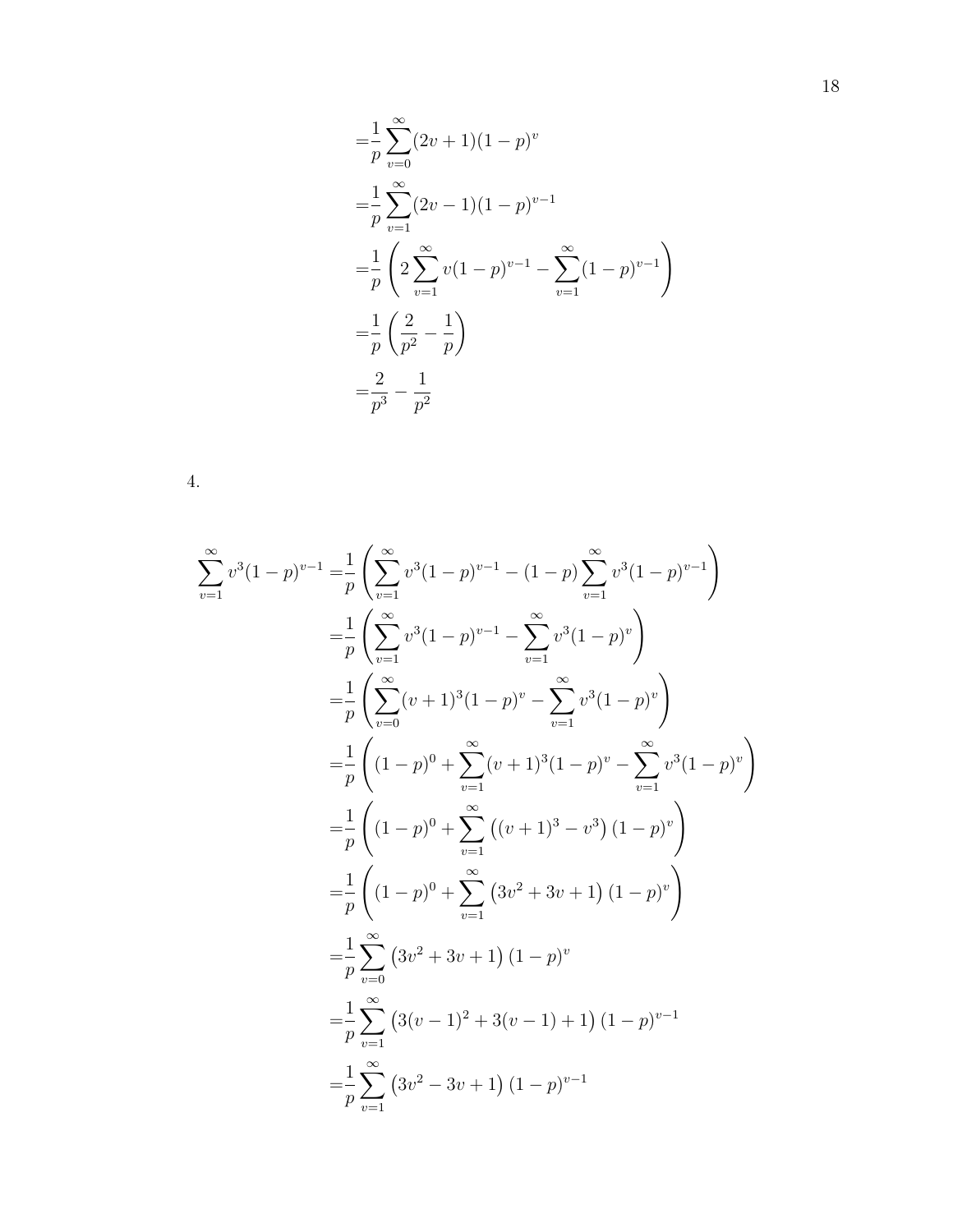$$
\begin{aligned}
&= \frac{1}{p}\sum_{v=0}^{\infty}(2v+1)(1-p)^{v} \\
&= \frac{1}{p}\sum_{v=1}^{\infty}(2v-1)(1-p)^{v-1} \\
&= \frac{1}{p}\left(2\sum_{v=1}^{\infty}v(1-p)^{v-1} - \sum_{v=1}^{\infty}(1-p)^{v-1}\right) \\
&= \frac{1}{p}\left(\frac{2}{p^2} - \frac{1}{p}\right) \\
&= \frac{2}{p^3} - \frac{1}{p^2}
\end{aligned}
$$

4.

$$
\begin{aligned}
\sum_{v=1}^{\infty}v^3(1-p)^{v-1} &= \frac{1}{p}\left(\sum_{v=1}^{\infty}v^3(1-p)^{v-1} - (1-p)\sum_{v=1}^{\infty}v^3(1-p)^{v-1}\right) \\
&= \frac{1}{p}\left(\sum_{v=1}^{\infty}v^3(1-p)^{v-1} - \sum_{v=1}^{\infty}v^3(1-p)^{v}\right) \\
&= \frac{1}{p}\left(\sum_{v=0}^{\infty}(v+1)^3(1-p)^{v} - \sum_{v=1}^{\infty}v^3(1-p)^{v}\right) \\
&= \frac{1}{p}\left((1-p)^0 + \sum_{v=1}^{\infty}(v+1)^3(1-p)^{v} - \sum_{v=1}^{\infty}v^3(1-p)^{v}\right) \\
&= \frac{1}{p}\left((1-p)^0 + \sum_{v=1}^{\infty}\left((v+1)^3 - v^3\right)(1-p)^{v}\right) \\
&= \frac{1}{p}\left((1-p)^0 + \sum_{v=1}^{\infty}\left(3v^2 + 3v + 1\right)(1-p)^{v}\right) \\
&= \frac{1}{p}\sum_{v=0}^{\infty}\left(3v^2 + 3v + 1\right)(1-p)^{v} \\
&= \frac{1}{p}\sum_{v=1}^{\infty}\left(3(v-1)^2 + 3(v-1) + 1\right)(1-p)^{v-1} \\
&= \frac{1}{p}\sum_{v=1}^{\infty}\left(3v^2 - 3v + 1\right)(1-p)^{v-1}
\end{aligned}
$$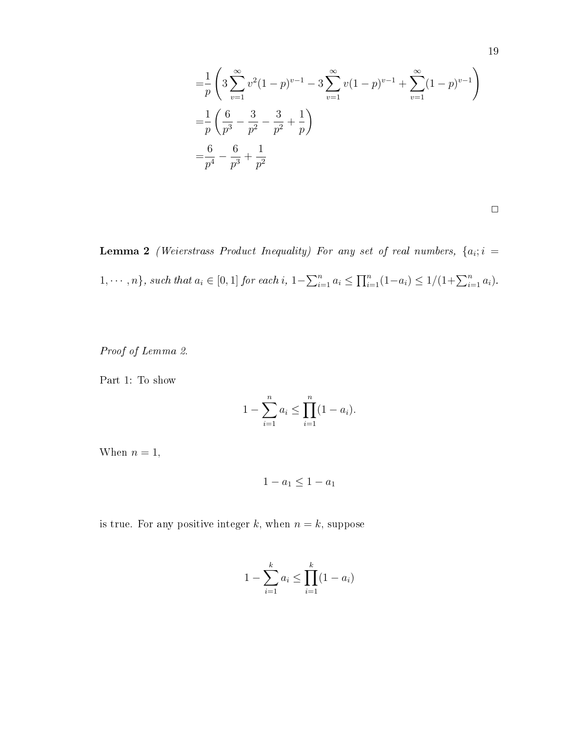$$
\begin{aligned}
=&\frac{1}{p}\left(3\sum_{v=1}^{\infty} v^2(1-p)^{v-1} - 3\sum_{v=1}^{\infty} v(1-p)^{v-1} + \sum_{v=1}^{\infty}(1-p)^{v-1}\right) \\
=&\frac{1}{p}\left(\frac{6}{p^3} - \frac{3}{p^2} - \frac{3}{p^2} + \frac{1}{p}\right) \\
=&\frac{6}{p^4} - \frac{6}{p^3} + \frac{1}{p^2}
\end{aligned}
$$

□

**Lemma 2** *(Weierstrass Product Inequality) For any set of real numbers,* $\{a_i; i = 1, \cdots, n\}$*, such that* $a_i \in [0,1]$ *for each* $i$*,* $1 - \sum_{i=1}^{n} a_i \leq \prod_{i=1}^{n}(1-a_i) \leq 1/(1+\sum_{i=1}^{n} a_i)$*.*

*Proof of Lemma 2.*

Part 1: To show

$$
1 - \sum_{i=1}^{n} a_i \leq \prod_{i=1}^{n}(1-a_i).
$$

When $n = 1$,

$$
1 - a_1 \leq 1 - a_1
$$

is true. For any positive integer $k$, when $n = k$, suppose

$$
1 - \sum_{i=1}^{k} a_i \leq \prod_{i=1}^{k}(1-a_i)
$$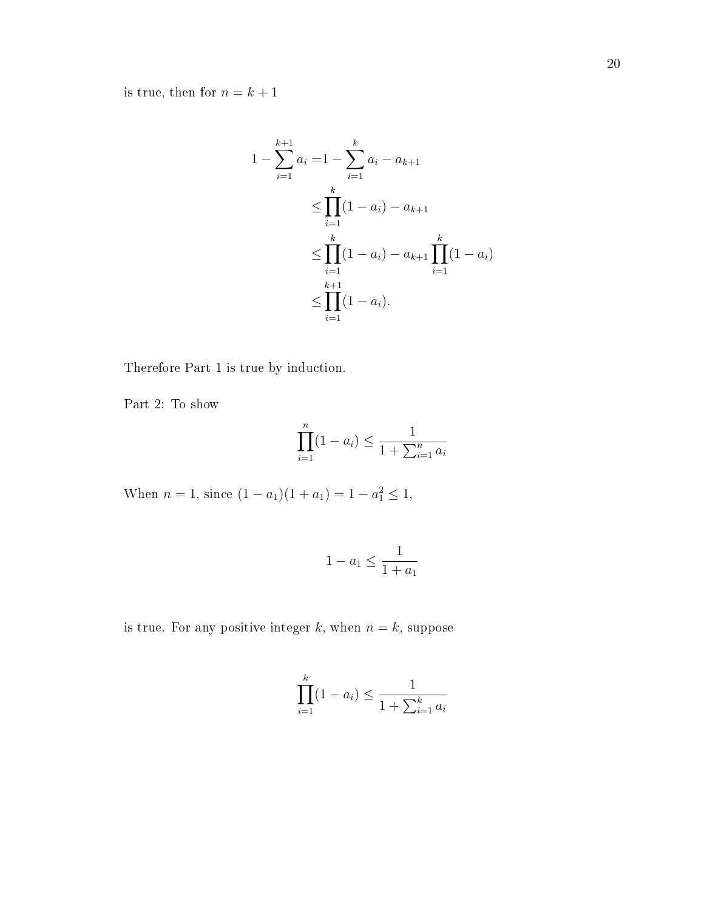is true, then for $n = k + 1$

$$
\begin{aligned}
1 - \sum_{i=1}^{k+1} a_i =& 1 - \sum_{i=1}^{k} a_i - a_{k+1} \\
&\leq \prod_{i=1}^{k}(1 - a_i) - a_{k+1} \\
&\leq \prod_{i=1}^{k}(1 - a_i) - a_{k+1}\prod_{i=1}^{k}(1 - a_i) \\
&\leq \prod_{i=1}^{k+1}(1 - a_i).
\end{aligned}
$$

Therefore Part 1 is true by induction.

Part 2: To show

$$
\prod_{i=1}^{n}(1 - a_i) \leq \frac{1}{1 + \sum_{i=1}^{n} a_i}
$$

When $n = 1$, since $(1 - a_1)(1 + a_1) = 1 - a_1^2 \leq 1$,

$$
1 - a_1 \leq \frac{1}{1 + a_1}
$$

is true. For any positive integer $k$, when $n = k$, suppose

$$
\prod_{i=1}^{k}(1 - a_i) \leq \frac{1}{1 + \sum_{i=1}^{k} a_i}
$$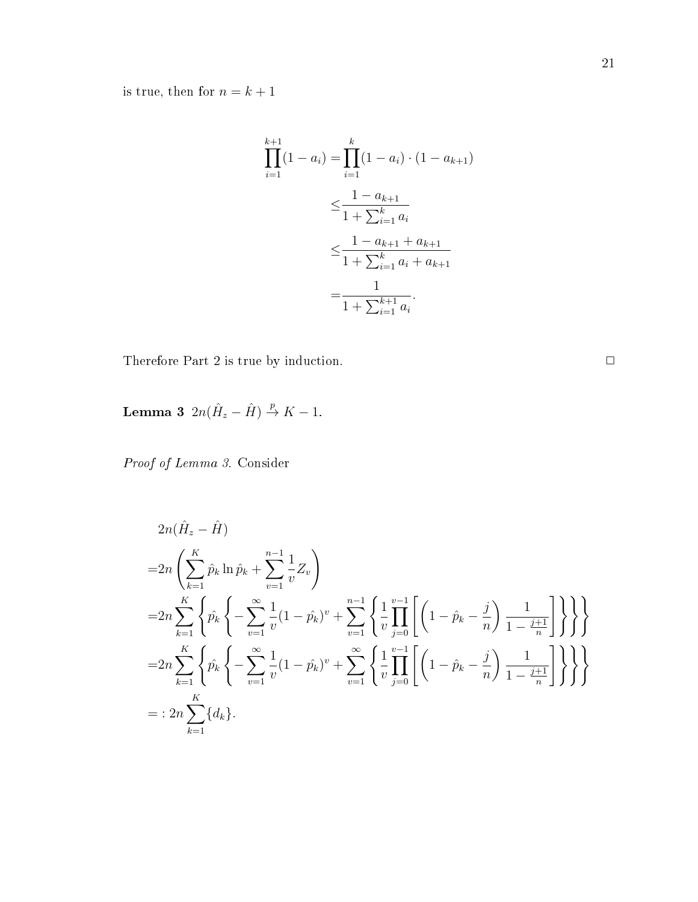is true, then for $n = k + 1$

$$
\begin{aligned}
\prod_{i=1}^{k+1}(1-a_i) =& \prod_{i=1}^{k}(1-a_i) \cdot (1-a_{k+1}) \\
\leq& \frac{1-a_{k+1}}{1+\sum_{i=1}^{k} a_i} \\
\leq& \frac{1-a_{k+1}+a_{k+1}}{1+\sum_{i=1}^{k} a_i + a_{k+1}} \\
=& \frac{1}{1+\sum_{i=1}^{k+1} a_i}.
\end{aligned}
$$

Therefore Part 2 is true by induction. □

**Lemma 3** $2n(\hat{H}_z - \hat{H}) \xrightarrow{p} K - 1$.

*Proof of Lemma 3.* Consider

$$
\begin{aligned}
&2n(\hat{H}_z - \hat{H}) \\
=&2n\left(\sum_{k=1}^{K} \hat{p}_k \ln \hat{p}_k + \sum_{v=1}^{n-1} \frac{1}{v} Z_v\right) \\
=&2n\sum_{k=1}^{K}\left\{\hat{p_k}\left\{-\sum_{v=1}^{\infty}\frac{1}{v}(1-\hat{p_k})^v + \sum_{v=1}^{n-1}\left\{\frac{1}{v}\prod_{j=0}^{v-1}\left[\left(1-\hat{p}_k-\frac{j}{n}\right)\frac{1}{1-\frac{j+1}{n}}\right]\right\}\right\}\right\} \\
=&2n\sum_{k=1}^{K}\left\{\hat{p_k}\left\{-\sum_{v=1}^{\infty}\frac{1}{v}(1-\hat{p_k})^v + \sum_{v=1}^{\infty}\left\{\frac{1}{v}\prod_{j=0}^{v-1}\left[\left(1-\hat{p}_k-\frac{j}{n}\right)\frac{1}{1-\frac{j+1}{n}}\right]\right\}\right\}\right\} \\
=:&\ 2n\sum_{k=1}^{K}\{d_k\}.
\end{aligned}
$$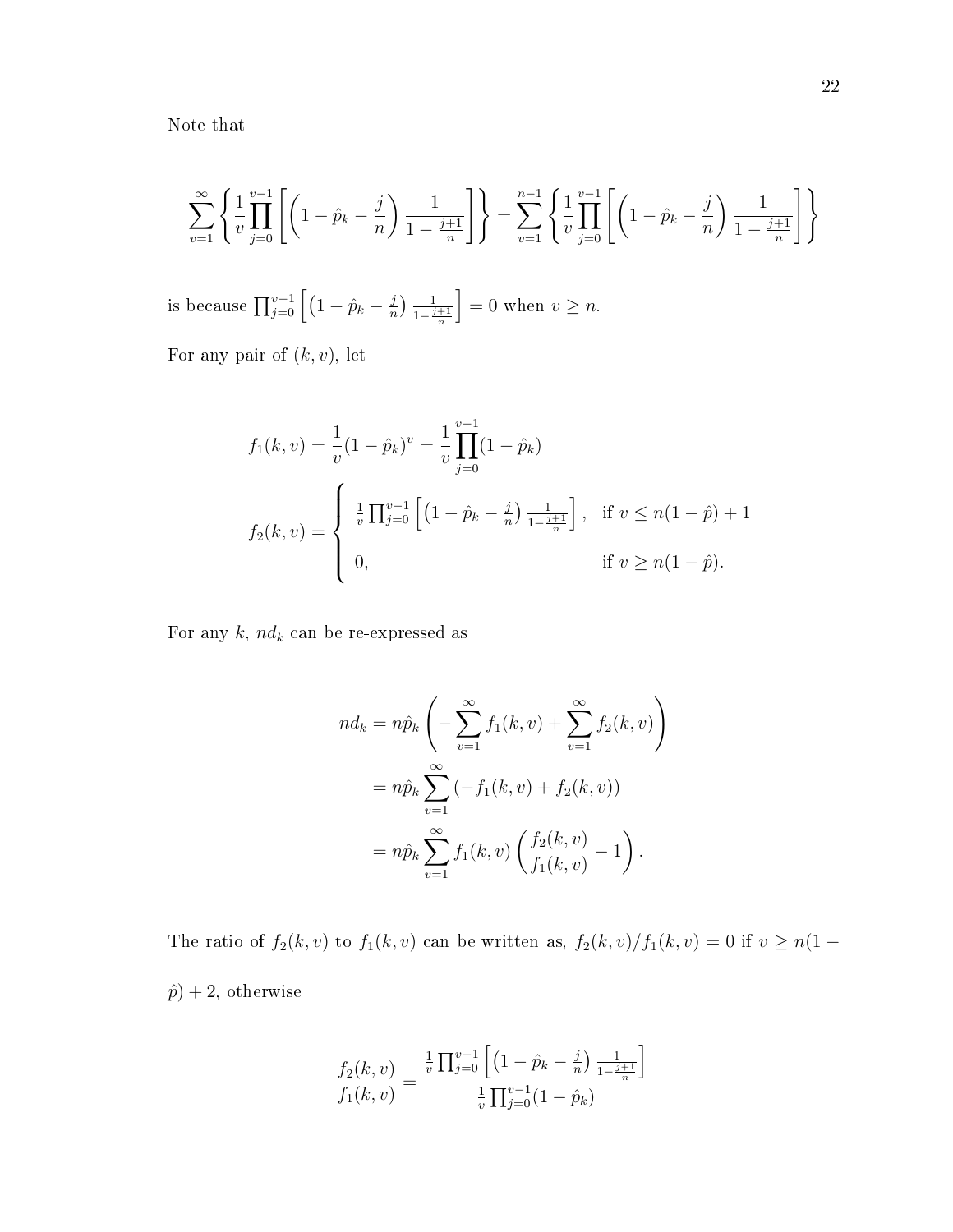Note that

$$\sum_{v=1}^{\infty}\left\{\frac{1}{v}\prod_{j=0}^{v-1}\left[\left(1-\hat{p}_k-\frac{j}{n}\right)\frac{1}{1-\frac{j+1}{n}}\right]\right\}=\sum_{v=1}^{n-1}\left\{\frac{1}{v}\prod_{j=0}^{v-1}\left[\left(1-\hat{p}_k-\frac{j}{n}\right)\frac{1}{1-\frac{j+1}{n}}\right]\right\}$$

is because $\prod_{j=0}^{v-1}\left[\left(1-\hat{p}_k-\frac{j}{n}\right)\frac{1}{1-\frac{j+1}{n}}\right]=0$ when $v\geq n$.

For any pair of $(k,v)$, let

$$f_1(k,v)=\frac{1}{v}(1-\hat{p}_k)^v=\frac{1}{v}\prod_{j=0}^{v-1}(1-\hat{p}_k)$$

$$f_2(k,v)=\begin{cases}\frac{1}{v}\prod_{j=0}^{v-1}\left[\left(1-\hat{p}_k-\frac{j}{n}\right)\frac{1}{1-\frac{j+1}{n}}\right], & \text{if } v\leq n(1-\hat{p})+1\\ 0, & \text{if } v\geq n(1-\hat{p}).\end{cases}$$

For any $k$, $nd_k$ can be re-expressed as

$$\begin{aligned}nd_k&=n\hat{p}_k\left(-\sum_{v=1}^{\infty}f_1(k,v)+\sum_{v=1}^{\infty}f_2(k,v)\right)\\&=n\hat{p}_k\sum_{v=1}^{\infty}\left(-f_1(k,v)+f_2(k,v)\right)\\&=n\hat{p}_k\sum_{v=1}^{\infty}f_1(k,v)\left(\frac{f_2(k,v)}{f_1(k,v)}-1\right).\end{aligned}$$

The ratio of $f_2(k,v)$ to $f_1(k,v)$ can be written as, $f_2(k,v)/f_1(k,v)=0$ if $v\geq n(1-\hat{p})+2$, otherwise

$$\frac{f_2(k,v)}{f_1(k,v)}=\frac{\frac{1}{v}\prod_{j=0}^{v-1}\left[\left(1-\hat{p}_k-\frac{j}{n}\right)\frac{1}{1-\frac{j+1}{n}}\right]}{\frac{1}{v}\prod_{j=0}^{v-1}(1-\hat{p}_k)}$$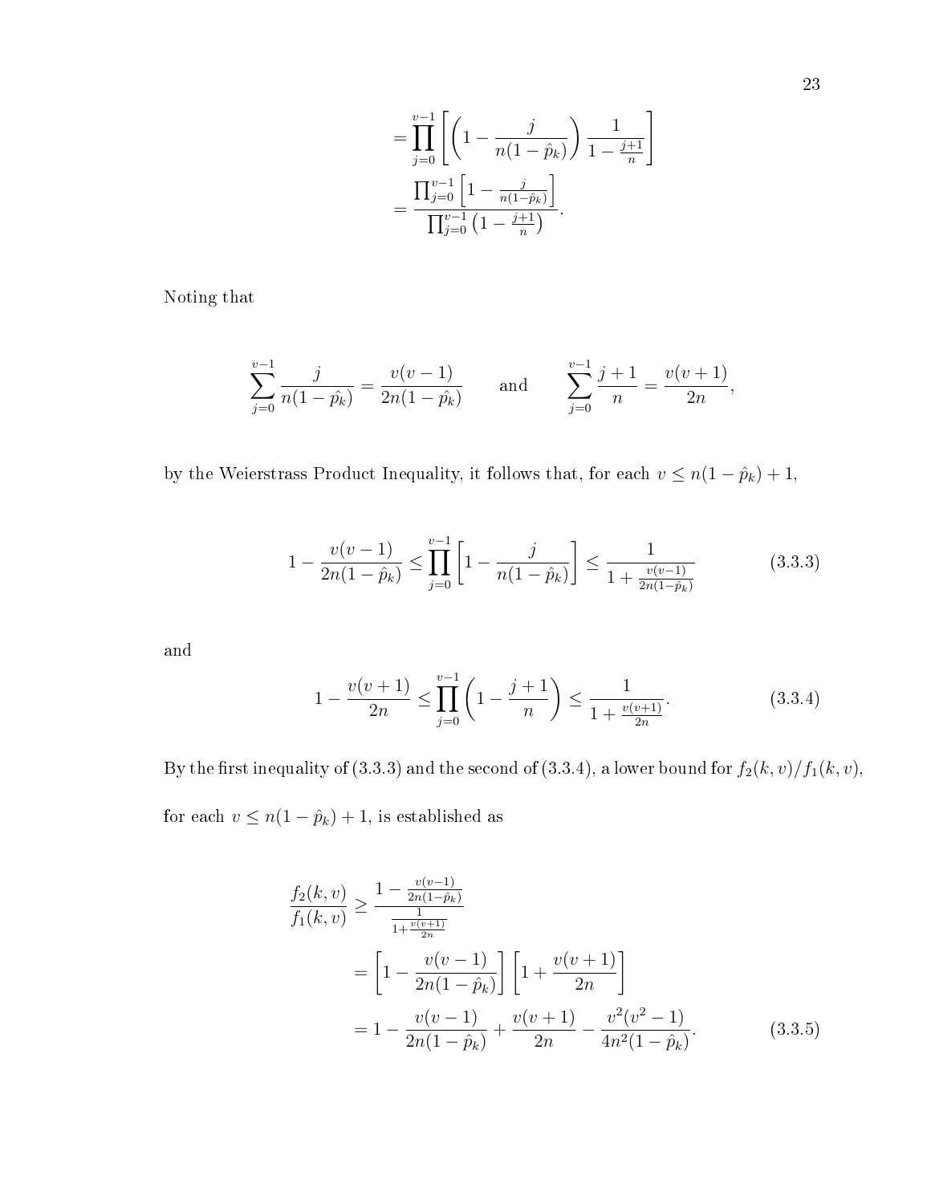$$= \prod_{j=0}^{v-1} \left[ \left(1 - \frac{j}{n(1-\hat{p}_k)}\right) \frac{1}{1 - \frac{j+1}{n}} \right]$$

$$= \frac{\prod_{j=0}^{v-1} \left[1 - \frac{j}{n(1-\hat{p}_k)}\right]}{\prod_{j=0}^{v-1} \left(1 - \frac{j+1}{n}\right)}.$$

Noting that

$$\sum_{j=0}^{v-1} \frac{j}{n(1-\hat{p}_k)} = \frac{v(v-1)}{2n(1-\hat{p}_k)} \qquad \text{and} \qquad \sum_{j=0}^{v-1} \frac{j+1}{n} = \frac{v(v+1)}{2n},$$

by the Weierstrass Product Inequality, it follows that, for each $v \leq n(1-\hat{p}_k)+1$,

$$1 - \frac{v(v-1)}{2n(1-\hat{p}_k)} \leq \prod_{j=0}^{v-1} \left[1 - \frac{j}{n(1-\hat{p}_k)}\right] \leq \frac{1}{1 + \frac{v(v-1)}{2n(1-\hat{p}_k)}} \tag{3.3.3}$$

and

$$1 - \frac{v(v+1)}{2n} \leq \prod_{j=0}^{v-1} \left(1 - \frac{j+1}{n}\right) \leq \frac{1}{1 + \frac{v(v+1)}{2n}}. \tag{3.3.4}$$

By the first inequality of (3.3.3) and the second of (3.3.4), a lower bound for $f_2(k,v)/f_1(k,v)$, for each $v \leq n(1-\hat{p}_k)+1$, is established as

$$\frac{f_2(k,v)}{f_1(k,v)} \geq \frac{1 - \frac{v(v-1)}{2n(1-\hat{p}_k)}}{\frac{1}{1+\frac{v(v+1)}{2n}}}$$

$$= \left[1 - \frac{v(v-1)}{2n(1-\hat{p}_k)}\right] \left[1 + \frac{v(v+1)}{2n}\right]$$

$$= 1 - \frac{v(v-1)}{2n(1-\hat{p}_k)} + \frac{v(v+1)}{2n} - \frac{v^2(v^2-1)}{4n^2(1-\hat{p}_k)}. \tag{3.3.5}$$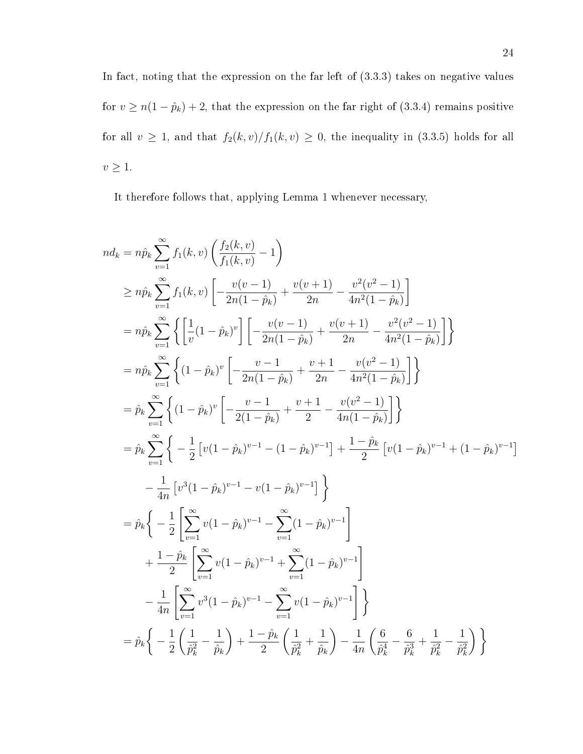In fact, noting that the expression on the far left of (3.3.3) takes on negative values for $v \geq n(1-\hat{p}_k)+2$, that the expression on the far right of (3.3.4) remains positive for all $v \geq 1$, and that $f_2(k,v)/f_1(k,v) \geq 0$, the inequality in (3.3.5) holds for all $v \geq 1$.

It therefore follows that, applying Lemma 1 whenever necessary,

$$
\begin{aligned}
nd_k &= n\hat{p}_k \sum_{v=1}^{\infty} f_1(k,v)\left(\frac{f_2(k,v)}{f_1(k,v)} - 1\right) \\
&\geq n\hat{p}_k \sum_{v=1}^{\infty} f_1(k,v)\left[-\frac{v(v-1)}{2n(1-\hat{p}_k)} + \frac{v(v+1)}{2n} - \frac{v^2(v^2-1)}{4n^2(1-\hat{p}_k)}\right] \\
&= n\hat{p}_k \sum_{v=1}^{\infty} \left\{\left[\frac{1}{v}(1-\hat{p}_k)^v\right]\left[-\frac{v(v-1)}{2n(1-\hat{p}_k)} + \frac{v(v+1)}{2n} - \frac{v^2(v^2-1)}{4n^2(1-\hat{p}_k)}\right]\right\} \\
&= n\hat{p}_k \sum_{v=1}^{\infty} \left\{(1-\hat{p}_k)^v\left[-\frac{v-1}{2n(1-\hat{p}_k)} + \frac{v+1}{2n} - \frac{v(v^2-1)}{4n^2(1-\hat{p}_k)}\right]\right\} \\
&= \hat{p}_k \sum_{v=1}^{\infty} \left\{(1-\hat{p}_k)^v\left[-\frac{v-1}{2(1-\hat{p}_k)} + \frac{v+1}{2} - \frac{v(v^2-1)}{4n(1-\hat{p}_k)}\right]\right\} \\
&= \hat{p}_k \sum_{v=1}^{\infty} \Bigg\{ -\frac{1}{2}\left[v(1-\hat{p}_k)^{v-1} - (1-\hat{p}_k)^{v-1}\right] + \frac{1-\hat{p}_k}{2}\left[v(1-\hat{p}_k)^{v-1} + (1-\hat{p}_k)^{v-1}\right] \\
&\qquad - \frac{1}{4n}\left[v^3(1-\hat{p}_k)^{v-1} - v(1-\hat{p}_k)^{v-1}\right] \Bigg\} \\
&= \hat{p}_k \Bigg\{ -\frac{1}{2}\left[\sum_{v=1}^{\infty} v(1-\hat{p}_k)^{v-1} - \sum_{v=1}^{\infty}(1-\hat{p}_k)^{v-1}\right] \\
&\qquad + \frac{1-\hat{p}_k}{2}\left[\sum_{v=1}^{\infty} v(1-\hat{p}_k)^{v-1} + \sum_{v=1}^{\infty}(1-\hat{p}_k)^{v-1}\right] \\
&\qquad - \frac{1}{4n}\left[\sum_{v=1}^{\infty} v^3(1-\hat{p}_k)^{v-1} - \sum_{v=1}^{\infty} v(1-\hat{p}_k)^{v-1}\right] \Bigg\} \\
&= \hat{p}_k \Bigg\{ -\frac{1}{2}\left(\frac{1}{\hat{p}_k^2} - \frac{1}{\hat{p}_k}\right) + \frac{1-\hat{p}_k}{2}\left(\frac{1}{\hat{p}_k^2} + \frac{1}{\hat{p}_k}\right) - \frac{1}{4n}\left(\frac{6}{\hat{p}_k^4} - \frac{6}{\hat{p}_k^3} + \frac{1}{\hat{p}_k^2} - \frac{1}{\hat{p}_k^2}\right) \Bigg\}
\end{aligned}
$$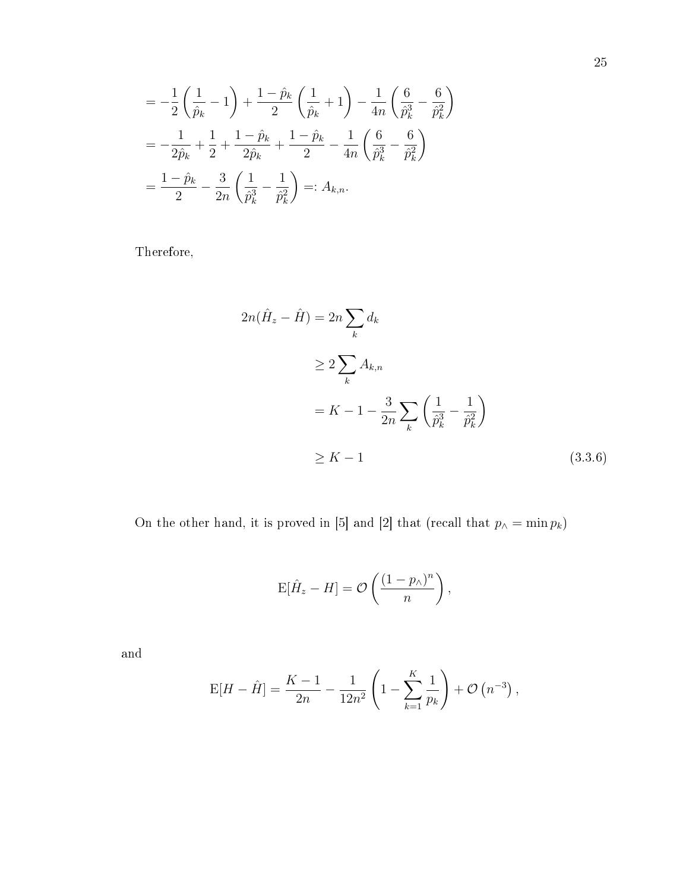$$
\begin{aligned}
&= -\frac{1}{2}\left(\frac{1}{\hat{p}_k} - 1\right) + \frac{1-\hat{p}_k}{2}\left(\frac{1}{\hat{p}_k} + 1\right) - \frac{1}{4n}\left(\frac{6}{\hat{p}_k^3} - \frac{6}{\hat{p}_k^2}\right) \\
&= -\frac{1}{2\hat{p}_k} + \frac{1}{2} + \frac{1-\hat{p}_k}{2\hat{p}_k} + \frac{1-\hat{p}_k}{2} - \frac{1}{4n}\left(\frac{6}{\hat{p}_k^3} - \frac{6}{\hat{p}_k^2}\right) \\
&= \frac{1-\hat{p}_k}{2} - \frac{3}{2n}\left(\frac{1}{\hat{p}_k^3} - \frac{1}{\hat{p}_k^2}\right) =: A_{k,n}.
\end{aligned}
$$

Therefore,

$$
\begin{aligned}
2n(\hat{H}_z - \hat{H}) &= 2n\sum_k d_k \\
&\geq 2\sum_k A_{k,n} \\
&= K - 1 - \frac{3}{2n}\sum_k \left(\frac{1}{\hat{p}_k^3} - \frac{1}{\hat{p}_k^2}\right) \\
&\geq K - 1
\end{aligned}
\tag{3.3.6}
$$

On the other hand, it is proved in [5] and [2] that (recall that $p_\wedge = \min p_k$)

$$
\mathrm{E}[\hat{H}_z - H] = \mathcal{O}\left(\frac{(1-p_\wedge)^n}{n}\right),
$$

and

$$
\mathrm{E}[H - \hat{H}] = \frac{K-1}{2n} - \frac{1}{12n^2}\left(1 - \sum_{k=1}^{K}\frac{1}{p_k}\right) + \mathcal{O}\left(n^{-3}\right),
$$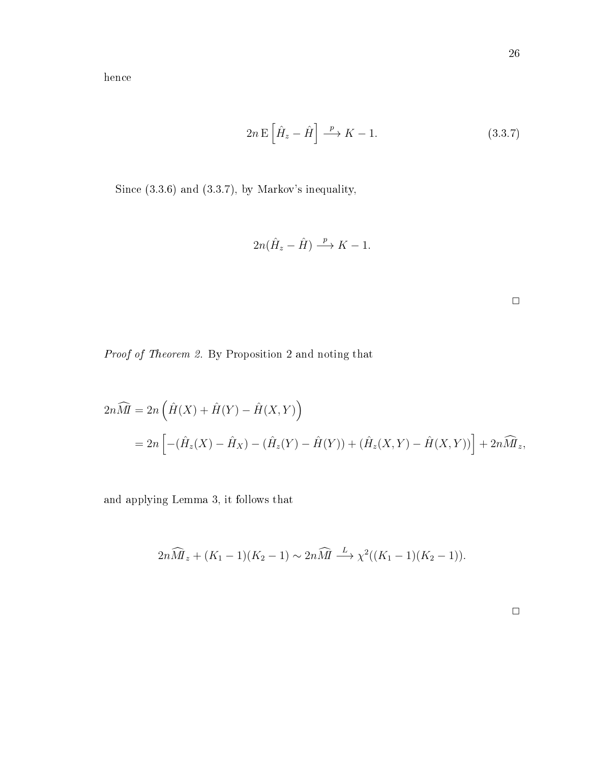hence

$$2n\,\mathrm{E}\left[\hat{H}_z - \hat{H}\right] \xrightarrow{p} K - 1. \tag{3.3.7}$$

Since (3.3.6) and (3.3.7), by Markov's inequality,

$$2n(\hat{H}_z - \hat{H}) \xrightarrow{p} K - 1.$$

$\square$

*Proof of Theorem 2.* By Proposition 2 and noting that

$$\begin{aligned}
2n\widehat{MI} &= 2n\left(\hat{H}(X) + \hat{H}(Y) - \hat{H}(X,Y)\right) \\
&= 2n\left[-(\hat{H}_z(X) - \hat{H}_X) - (\hat{H}_z(Y) - \hat{H}(Y)) + (\hat{H}_z(X,Y) - \hat{H}(X,Y))\right] + 2n\widehat{MI}_z,
\end{aligned}$$

and applying Lemma 3, it follows that

$$2n\widehat{MI}_z + (K_1 - 1)(K_2 - 1) \sim 2n\widehat{MI} \xrightarrow{L} \chi^2((K_1 - 1)(K_2 - 1)).$$

$\square$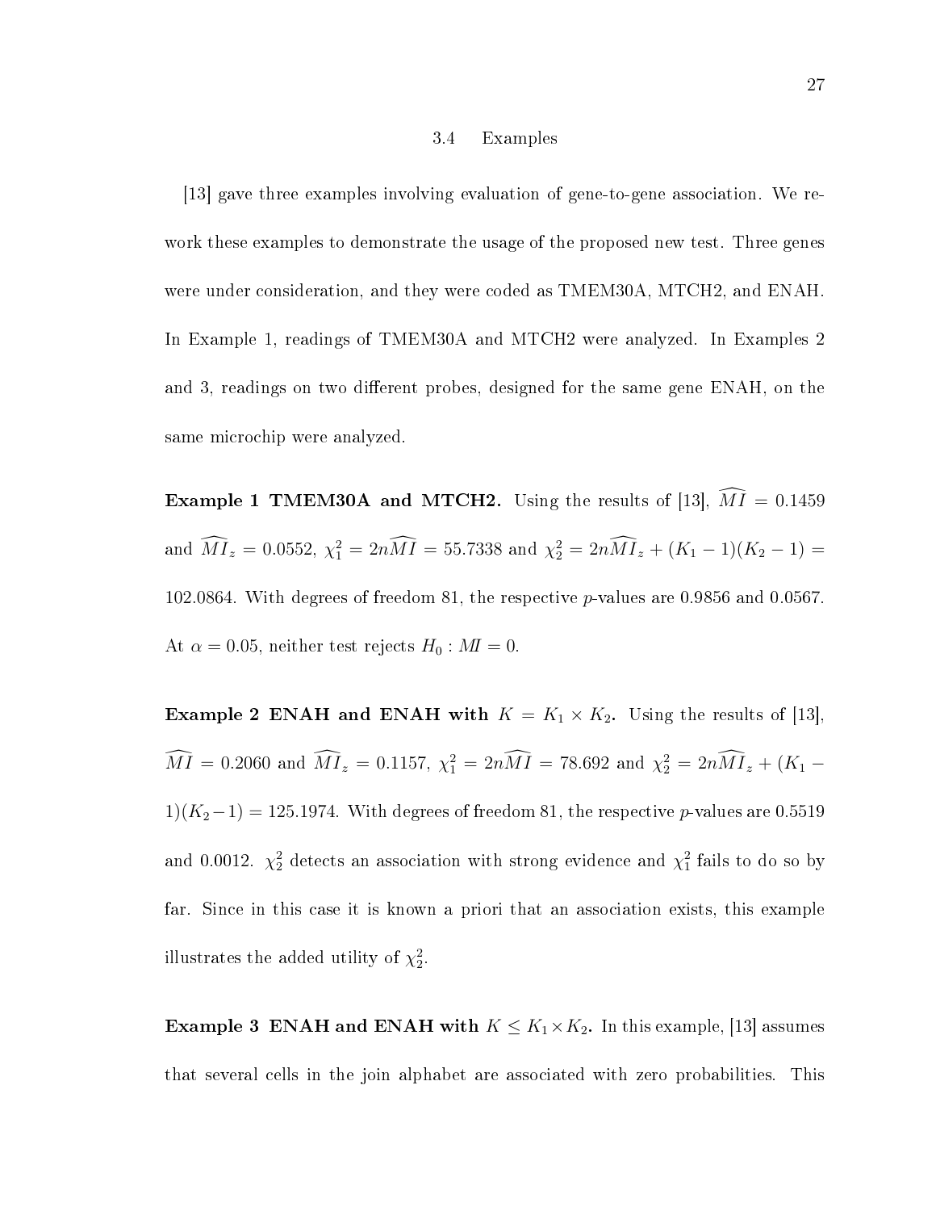### 3.4 Examples

[13] gave three examples involving evaluation of gene-to-gene association. We rework these examples to demonstrate the usage of the proposed new test. Three genes were under consideration, and they were coded as TMEM30A, MTCH2, and ENAH. In Example 1, readings of TMEM30A and MTCH2 were analyzed. In Examples 2 and 3, readings on two different probes, designed for the same gene ENAH, on the same microchip were analyzed.

**Example 1 TMEM30A and MTCH2.** Using the results of [13], $\widehat{MI} = 0.1459$ and $\widehat{MI}_z = 0.0552$, $\chi_1^2 = 2n\widehat{MI} = 55.7338$ and $\chi_2^2 = 2n\widehat{MI}_z + (K_1 - 1)(K_2 - 1) = 102.0864$. With degrees of freedom 81, the respective $p$-values are 0.9856 and 0.0567. At $\alpha = 0.05$, neither test rejects $H_0 : MI = 0$.

**Example 2 ENAH and ENAH with $K = K_1 \times K_2$.** Using the results of [13], $\widehat{MI} = 0.2060$ and $\widehat{MI}_z = 0.1157$, $\chi_1^2 = 2n\widehat{MI} = 78.692$ and $\chi_2^2 = 2n\widehat{MI}_z + (K_1 - 1)(K_2 - 1) = 125.1974$. With degrees of freedom 81, the respective $p$-values are 0.5519 and 0.0012. $\chi_2^2$ detects an association with strong evidence and $\chi_1^2$ fails to do so by far. Since in this case it is known a priori that an association exists, this example illustrates the added utility of $\chi_2^2$.

**Example 3 ENAH and ENAH with $K \leq K_1 \times K_2$.** In this example, [13] assumes that several cells in the join alphabet are associated with zero probabilities. This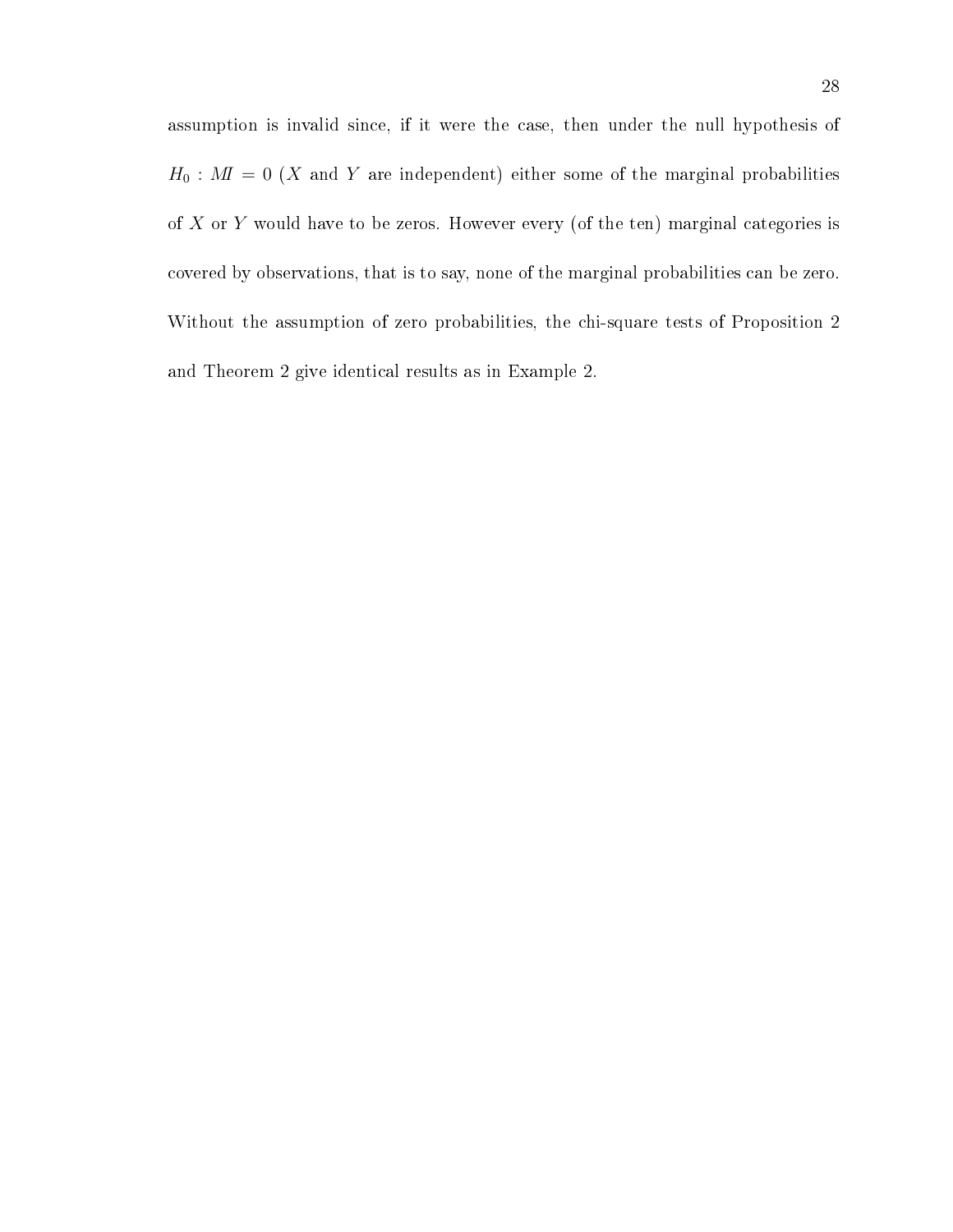assumption is invalid since, if it were the case, then under the null hypothesis of $H_0 : MI = 0$ ($X$ and $Y$ are independent) either some of the marginal probabilities of $X$ or $Y$ would have to be zeros. However every (of the ten) marginal categories is covered by observations, that is to say, none of the marginal probabilities can be zero. Without the assumption of zero probabilities, the chi-square tests of Proposition 2 and Theorem 2 give identical results as in Example 2.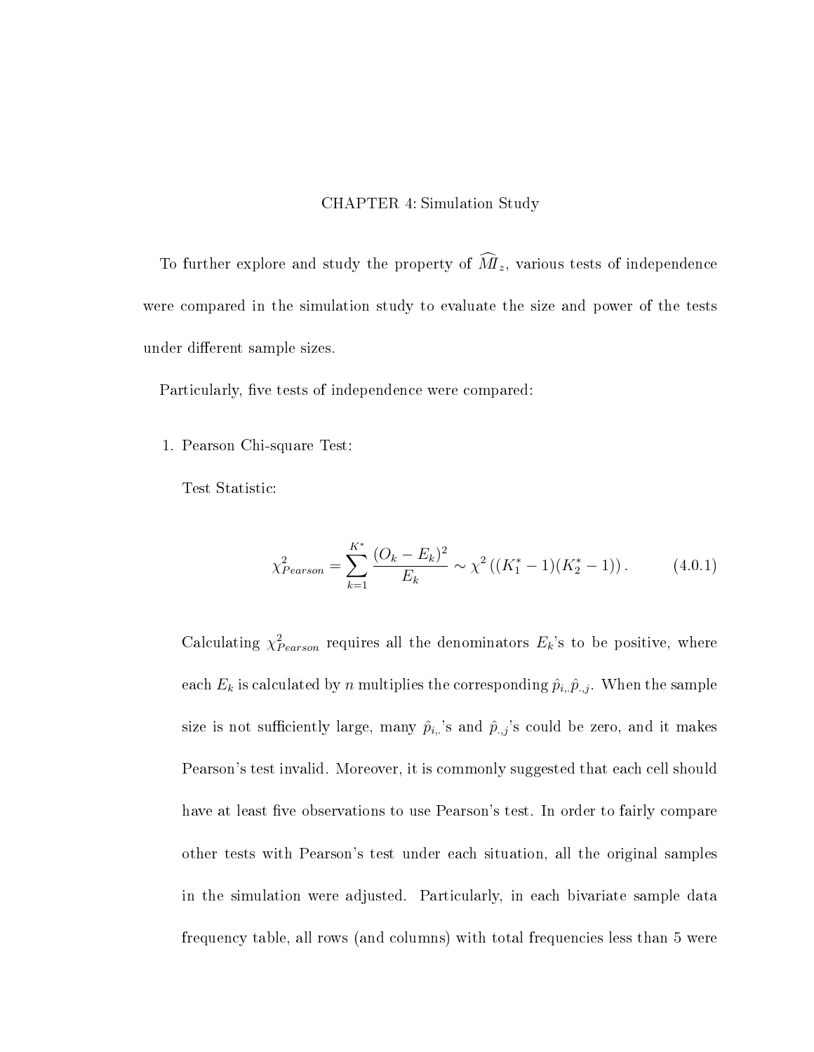# CHAPTER 4: Simulation Study

To further explore and study the property of $\widehat{MI}_z$, various tests of independence were compared in the simulation study to evaluate the size and power of the tests under different sample sizes.

Particularly, five tests of independence were compared:

1. Pearson Chi-square Test:

   Test Statistic:

   $$\chi^2_{Pearson} = \sum_{k=1}^{K^*} \frac{(O_k - E_k)^2}{E_k} \sim \chi^2\left((K_1^* - 1)(K_2^* - 1)\right). \tag{4.0.1}$$

   Calculating $\chi^2_{Pearson}$ requires all the denominators $E_k$'s to be positive, where each $E_k$ is calculated by $n$ multiplies the corresponding $\hat{p}_{i,\cdot}\hat{p}_{\cdot,j}$. When the sample size is not sufficiently large, many $\hat{p}_{i,\cdot}$'s and $\hat{p}_{\cdot,j}$'s could be zero, and it makes Pearson's test invalid. Moreover, it is commonly suggested that each cell should have at least five observations to use Pearson's test. In order to fairly compare other tests with Pearson's test under each situation, all the original samples in the simulation were adjusted. Particularly, in each bivariate sample data frequency table, all rows (and columns) with total frequencies less than 5 were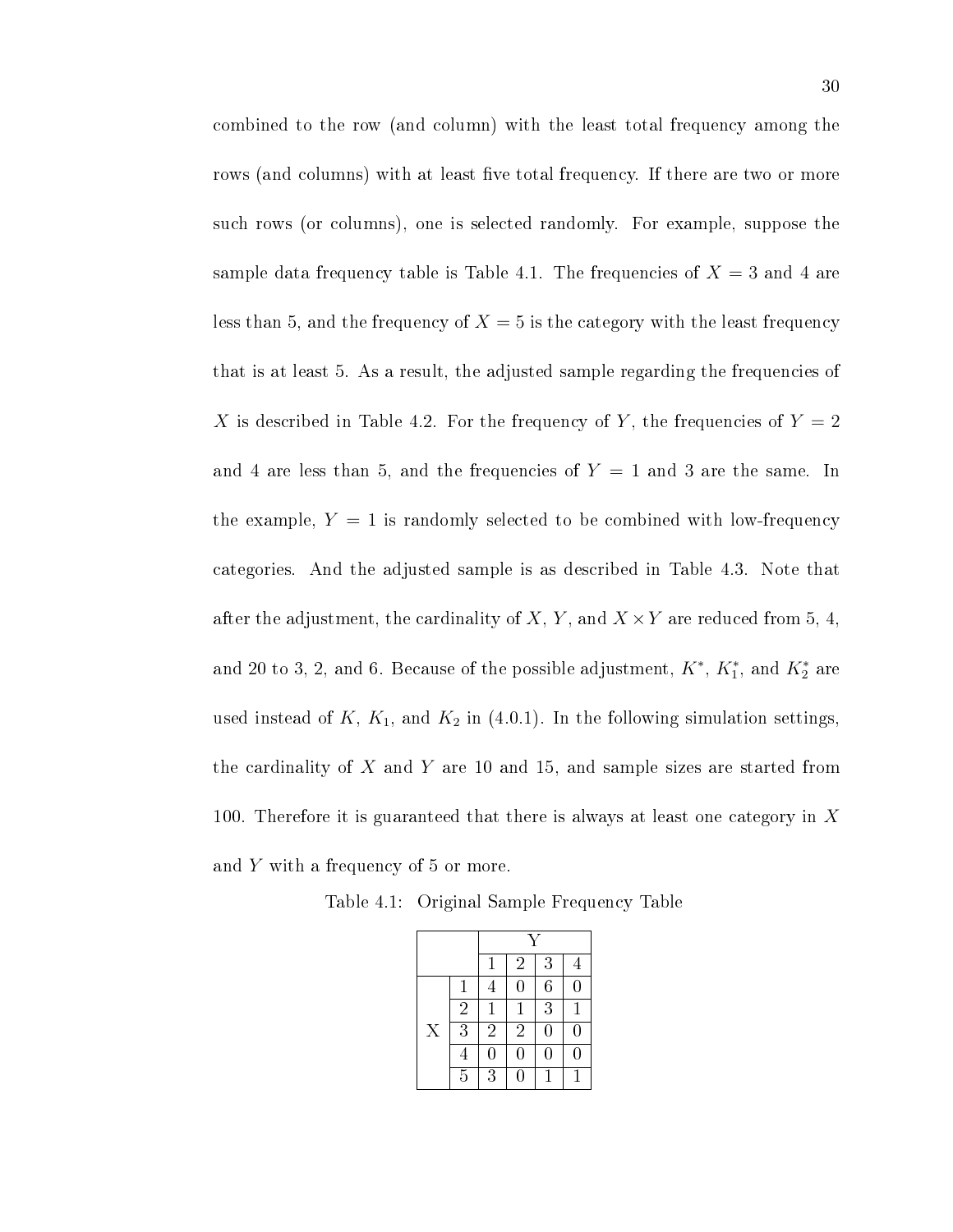combined to the row (and column) with the least total frequency among the rows (and columns) with at least five total frequency. If there are two or more such rows (or columns), one is selected randomly. For example, suppose the sample data frequency table is Table 4.1. The frequencies of $X = 3$ and 4 are less than 5, and the frequency of $X = 5$ is the category with the least frequency that is at least 5. As a result, the adjusted sample regarding the frequencies of $X$ is described in Table 4.2. For the frequency of $Y$, the frequencies of $Y = 2$ and 4 are less than 5, and the frequencies of $Y = 1$ and 3 are the same. In the example, $Y = 1$ is randomly selected to be combined with low-frequency categories. And the adjusted sample is as described in Table 4.3. Note that after the adjustment, the cardinality of $X$, $Y$, and $X \times Y$ are reduced from 5, 4, and 20 to 3, 2, and 6. Because of the possible adjustment, $K^*$, $K_1^*$, and $K_2^*$ are used instead of $K$, $K_1$, and $K_2$ in (4.0.1). In the following simulation settings, the cardinality of $X$ and $Y$ are 10 and 15, and sample sizes are started from 100. Therefore it is guaranteed that there is always at least one category in $X$ and $Y$ with a frequency of 5 or more.

Table 4.1: Original Sample Frequency Table

| | | Y | | | |
|---|---|---|---|---|---|
| | | 1 | 2 | 3 | 4 |
| X | 1 | 4 | 0 | 6 | 0 |
| | 2 | 1 | 1 | 3 | 1 |
| | 3 | 2 | 2 | 0 | 0 |
| | 4 | 0 | 0 | 0 | 0 |
| | 5 | 3 | 0 | 1 | 1 |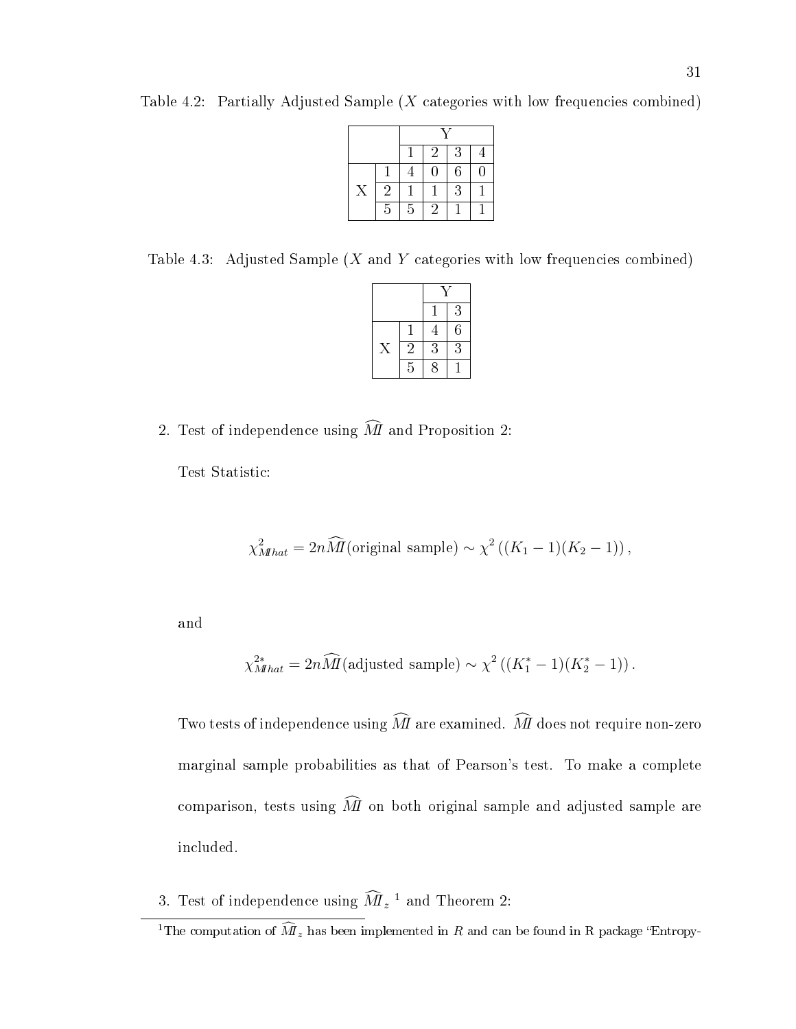Table 4.2: Partially Adjusted Sample ($X$ categories with low frequencies combined)

| | | Y | | | |
|---|---|---|---|---|---|
| | | 1 | 2 | 3 | 4 |
| X | 1 | 4 | 0 | 6 | 0 |
| | 2 | 1 | 1 | 3 | 1 |
| | 5 | 5 | 2 | 1 | 1 |

Table 4.3: Adjusted Sample ($X$ and $Y$ categories with low frequencies combined)

| | | Y | |
|---|---|---|---|
| | | 1 | 3 |
| X | 1 | 4 | 6 |
| | 2 | 3 | 3 |
| | 5 | 8 | 1 |

2. Test of independence using $\widehat{MI}$ and Proposition 2:

   Test Statistic:

   $$\chi^2_{MIhat} = 2n\widehat{MI}(\text{original sample}) \sim \chi^2\left((K_1 - 1)(K_2 - 1)\right),$$

   and

   $$\chi^{2*}_{MIhat} = 2n\widehat{MI}(\text{adjusted sample}) \sim \chi^2\left((K_1^* - 1)(K_2^* - 1)\right).$$

   Two tests of independence using $\widehat{MI}$ are examined. $\widehat{MI}$ does not require non-zero marginal sample probabilities as that of Pearson's test. To make a complete comparison, tests using $\widehat{MI}$ on both original sample and adjusted sample are included.

3. Test of independence using $\widehat{MI}_z$ [1] and Theorem 2:

[1] The computation of $\widehat{MI}_z$ has been implemented in $R$ and can be found in R package "Entropy-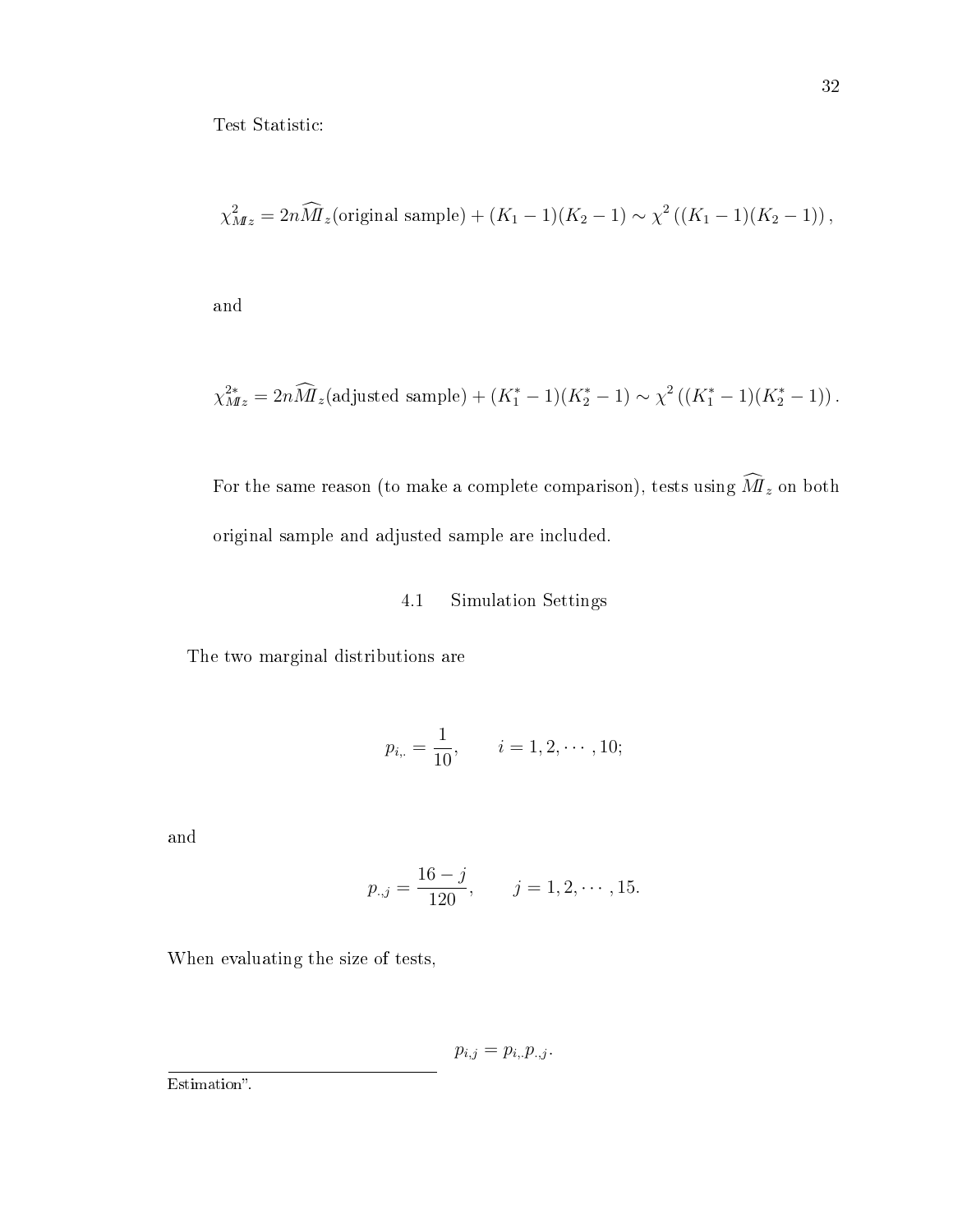Test Statistic:

$$\chi^2_{MI z} = 2n\widehat{MI}_z(\text{original sample}) + (K_1 - 1)(K_2 - 1) \sim \chi^2\left((K_1 - 1)(K_2 - 1)\right),$$

and

$$\chi^{2*}_{MI z} = 2n\widehat{MI}_z(\text{adjusted sample}) + (K_1^* - 1)(K_2^* - 1) \sim \chi^2\left((K_1^* - 1)(K_2^* - 1)\right).$$

For the same reason (to make a complete comparison), tests using $\widehat{MI}_z$ on both original sample and adjusted sample are included.

## 4.1 Simulation Settings

The two marginal distributions are

$$p_{i,\cdot} = \frac{1}{10}, \qquad i = 1, 2, \cdots, 10;$$

and

$$p_{\cdot,j} = \frac{16 - j}{120}, \qquad j = 1, 2, \cdots, 15.$$

When evaluating the size of tests,

$$p_{i,j} = p_{i,\cdot}p_{\cdot,j}.$$

Estimation".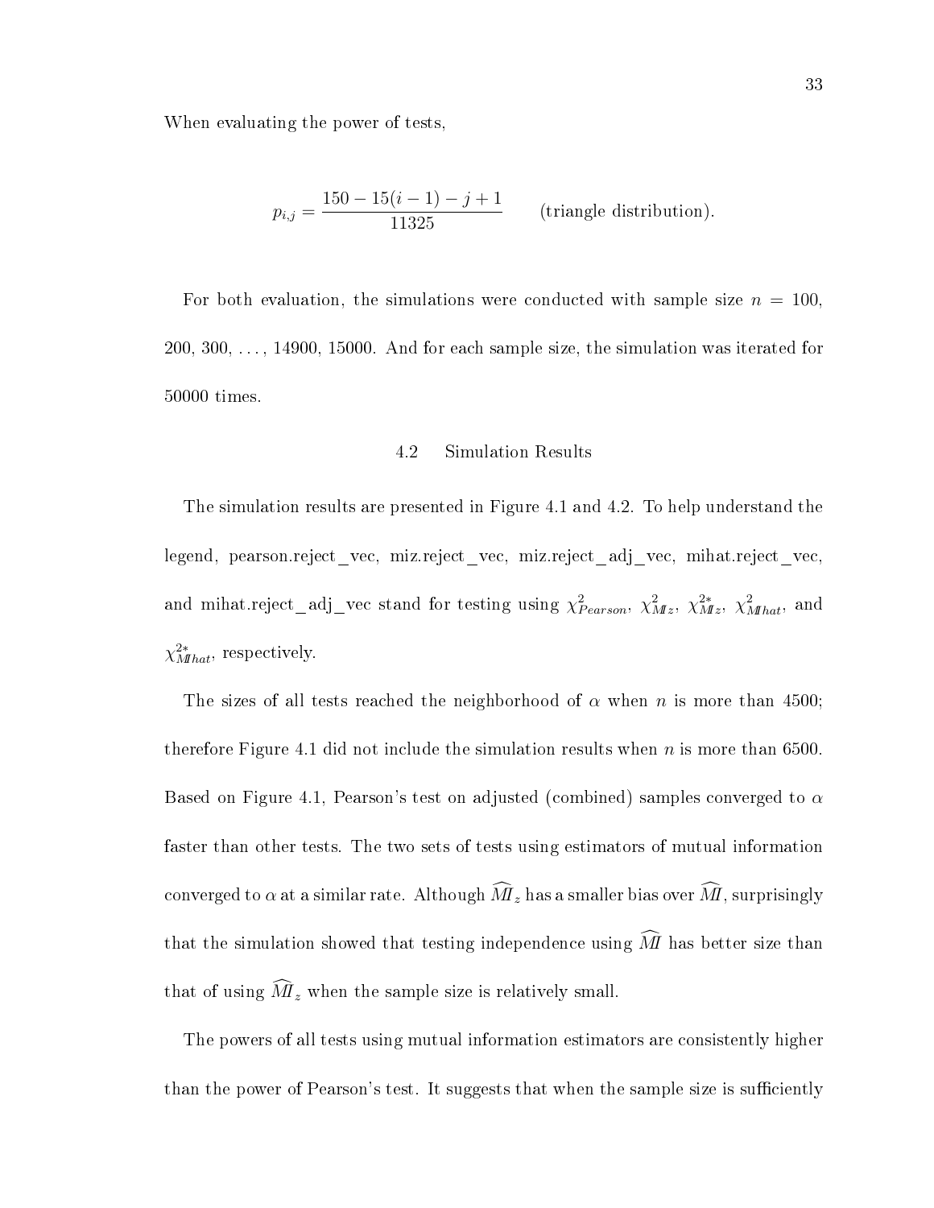When evaluating the power of tests,

$$p_{i,j} = \frac{150 - 15(i-1) - j + 1}{11325} \qquad \text{(triangle distribution)}.$$

For both evaluation, the simulations were conducted with sample size $n = 100$, 200, 300, ..., 14900, 15000. And for each sample size, the simulation was iterated for 50000 times.

## 4.2 Simulation Results

The simulation results are presented in Figure 4.1 and 4.2. To help understand the legend, pearson.reject_vec, miz.reject_vec, miz.reject_adj_vec, mihat.reject_vec, and mihat.reject_adj_vec stand for testing using $\chi^2_{Pearson}$, $\chi^2_{MIz}$, $\chi^{2*}_{MIz}$, $\chi^2_{MIhat}$, and $\chi^{2*}_{MIhat}$, respectively.

The sizes of all tests reached the neighborhood of $\alpha$ when $n$ is more than 4500; therefore Figure 4.1 did not include the simulation results when $n$ is more than 6500. Based on Figure 4.1, Pearson's test on adjusted (combined) samples converged to $\alpha$ faster than other tests. The two sets of tests using estimators of mutual information converged to $\alpha$ at a similar rate. Although $\widehat{MI}_z$ has a smaller bias over $\widehat{MI}$, surprisingly that the simulation showed that testing independence using $\widehat{MI}$ has better size than that of using $\widehat{MI}_z$ when the sample size is relatively small.

The powers of all tests using mutual information estimators are consistently higher than the power of Pearson's test. It suggests that when the sample size is sufficiently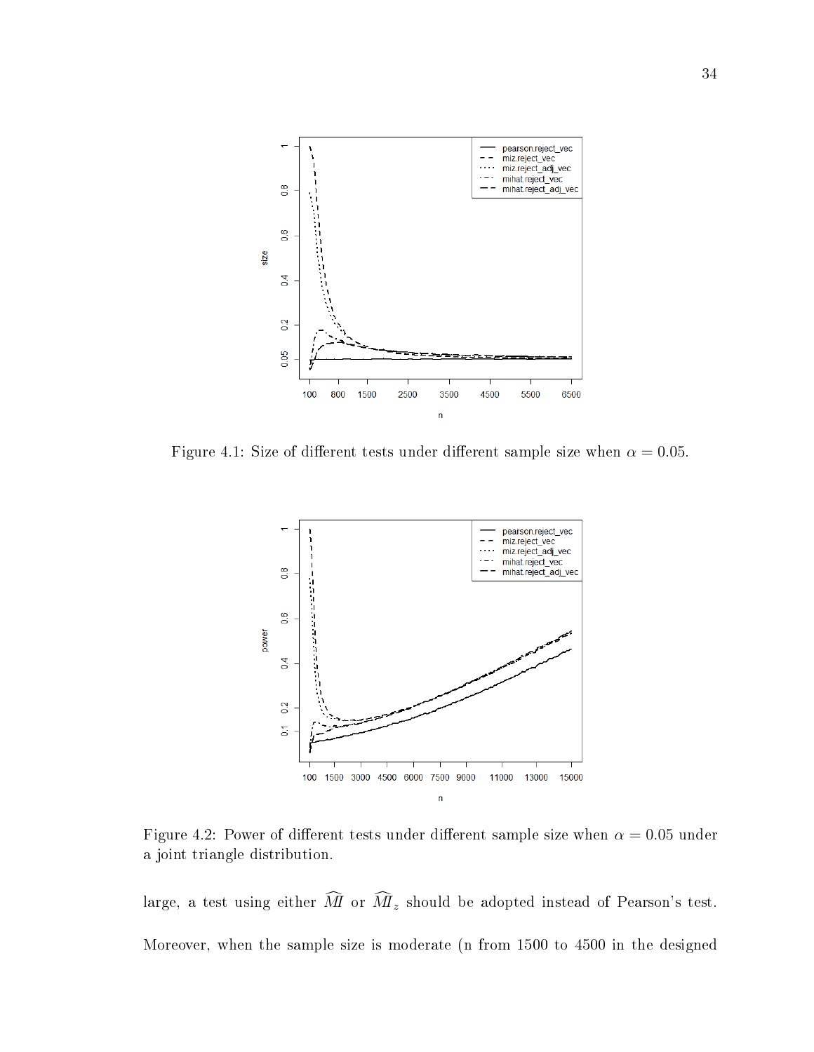Figure 4.1: Size of different tests under different sample size when $\alpha = 0.05$.

Figure 4.2: Power of different tests under different sample size when $\alpha = 0.05$ under a joint triangle distribution.

large, a test using either $\widehat{MI}$ or $\widehat{MI}_z$ should be adopted instead of Pearson's test. Moreover, when the sample size is moderate (n from 1500 to 4500 in the designed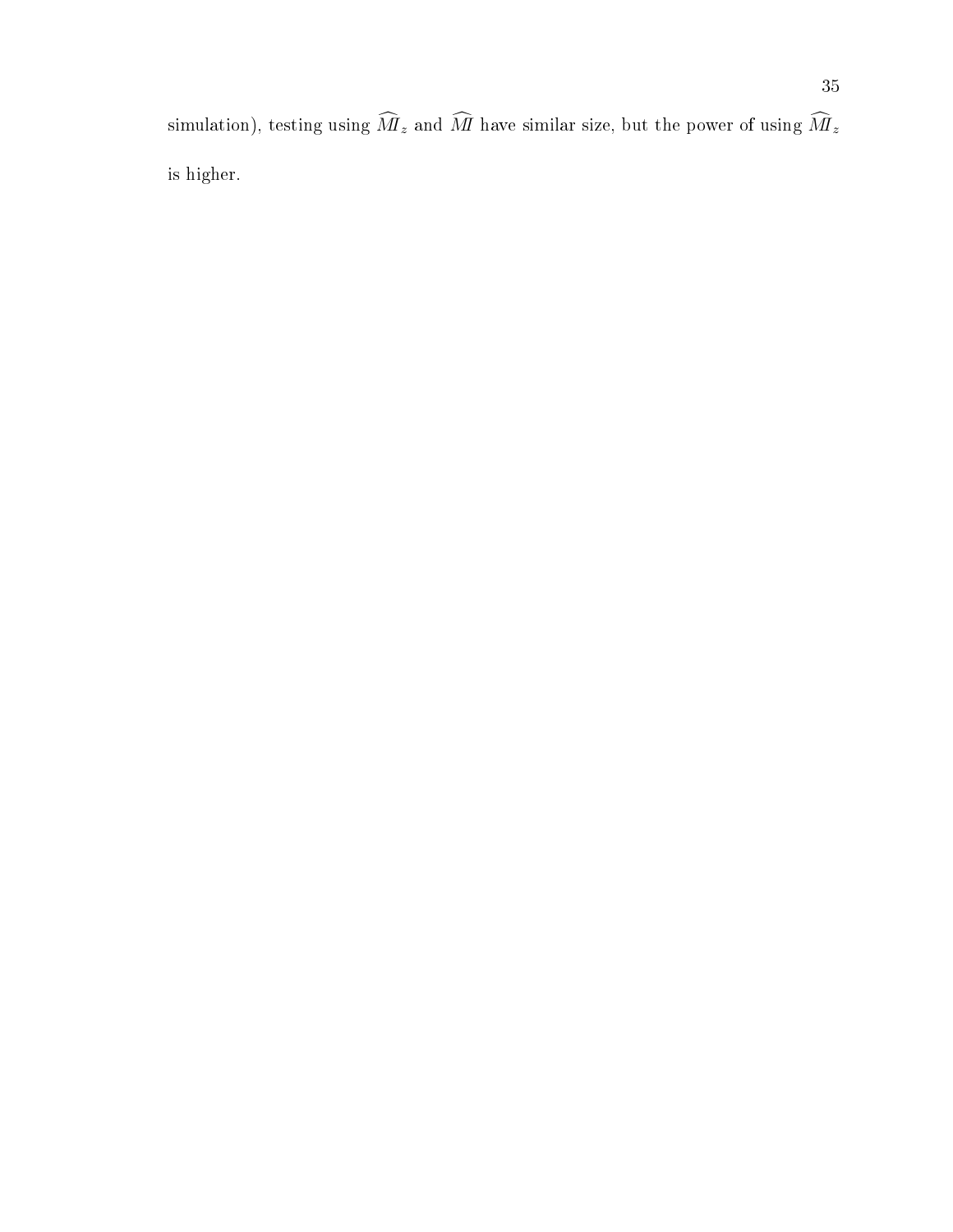simulation), testing using $\widehat{MI}_z$ and $\widehat{MI}$ have similar size, but the power of using $\widehat{MI}_z$ is higher.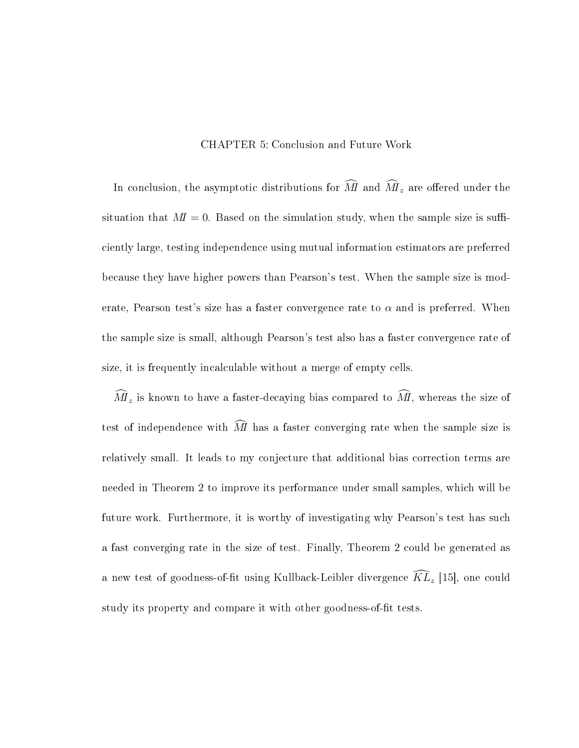# CHAPTER 5: Conclusion and Future Work

In conclusion, the asymptotic distributions for $\widehat{MI}$ and $\widehat{MI}_z$ are offered under the situation that $MI = 0$. Based on the simulation study, when the sample size is sufficiently large, testing independence using mutual information estimators are preferred because they have higher powers than Pearson's test. When the sample size is moderate, Pearson test's size has a faster convergence rate to $\alpha$ and is preferred. When the sample size is small, although Pearson's test also has a faster convergence rate of size, it is frequently incalculable without a merge of empty cells.

$\widehat{MI}_z$ is known to have a faster-decaying bias compared to $\widehat{MI}$, whereas the size of test of independence with $\widehat{MI}$ has a faster converging rate when the sample size is relatively small. It leads to my conjecture that additional bias correction terms are needed in Theorem 2 to improve its performance under small samples, which will be future work. Furthermore, it is worthy of investigating why Pearson's test has such a fast converging rate in the size of test. Finally, Theorem 2 could be generated as a new test of goodness-of-fit using Kullback-Leibler divergence $\widehat{KL}_z$ [15], one could study its property and compare it with other goodness-of-fit tests.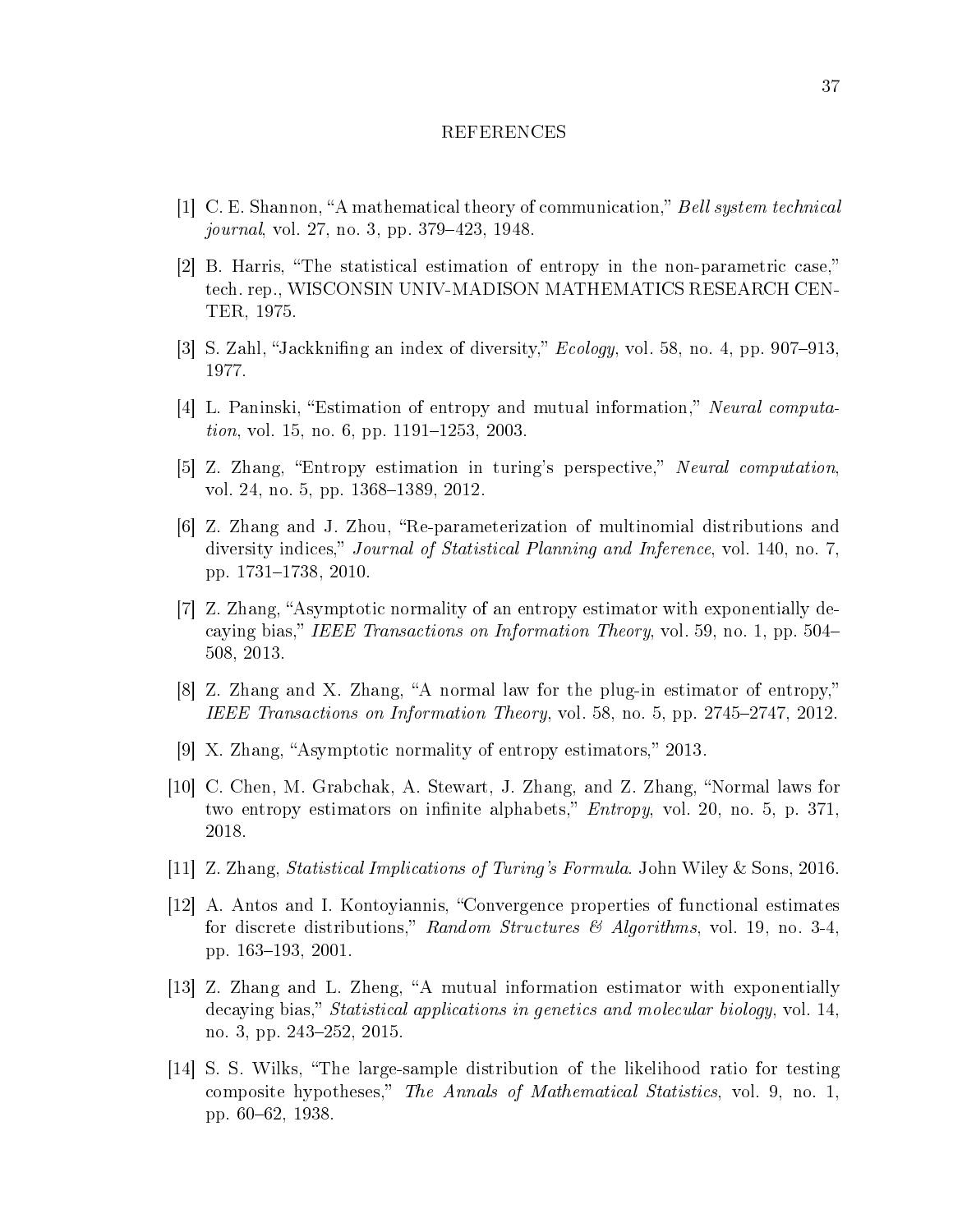# REFERENCES

[1] C. E. Shannon, "A mathematical theory of communication," *Bell system technical journal*, vol. 27, no. 3, pp. 379–423, 1948.

[2] B. Harris, "The statistical estimation of entropy in the non-parametric case," tech. rep., WISCONSIN UNIV-MADISON MATHEMATICS RESEARCH CENTER, 1975.

[3] S. Zahl, "Jackknifing an index of diversity," *Ecology*, vol. 58, no. 4, pp. 907–913, 1977.

[4] L. Paninski, "Estimation of entropy and mutual information," *Neural computation*, vol. 15, no. 6, pp. 1191–1253, 2003.

[5] Z. Zhang, "Entropy estimation in turing's perspective," *Neural computation*, vol. 24, no. 5, pp. 1368–1389, 2012.

[6] Z. Zhang and J. Zhou, "Re-parameterization of multinomial distributions and diversity indices," *Journal of Statistical Planning and Inference*, vol. 140, no. 7, pp. 1731–1738, 2010.

[7] Z. Zhang, "Asymptotic normality of an entropy estimator with exponentially decaying bias," *IEEE Transactions on Information Theory*, vol. 59, no. 1, pp. 504–508, 2013.

[8] Z. Zhang and X. Zhang, "A normal law for the plug-in estimator of entropy," *IEEE Transactions on Information Theory*, vol. 58, no. 5, pp. 2745–2747, 2012.

[9] X. Zhang, "Asymptotic normality of entropy estimators," 2013.

[10] C. Chen, M. Grabchak, A. Stewart, J. Zhang, and Z. Zhang, "Normal laws for two entropy estimators on infinite alphabets," *Entropy*, vol. 20, no. 5, p. 371, 2018.

[11] Z. Zhang, *Statistical Implications of Turing's Formula*. John Wiley & Sons, 2016.

[12] A. Antos and I. Kontoyiannis, "Convergence properties of functional estimates for discrete distributions," *Random Structures & Algorithms*, vol. 19, no. 3-4, pp. 163–193, 2001.

[13] Z. Zhang and L. Zheng, "A mutual information estimator with exponentially decaying bias," *Statistical applications in genetics and molecular biology*, vol. 14, no. 3, pp. 243–252, 2015.

[14] S. S. Wilks, "The large-sample distribution of the likelihood ratio for testing composite hypotheses," *The Annals of Mathematical Statistics*, vol. 9, no. 1, pp. 60–62, 1938.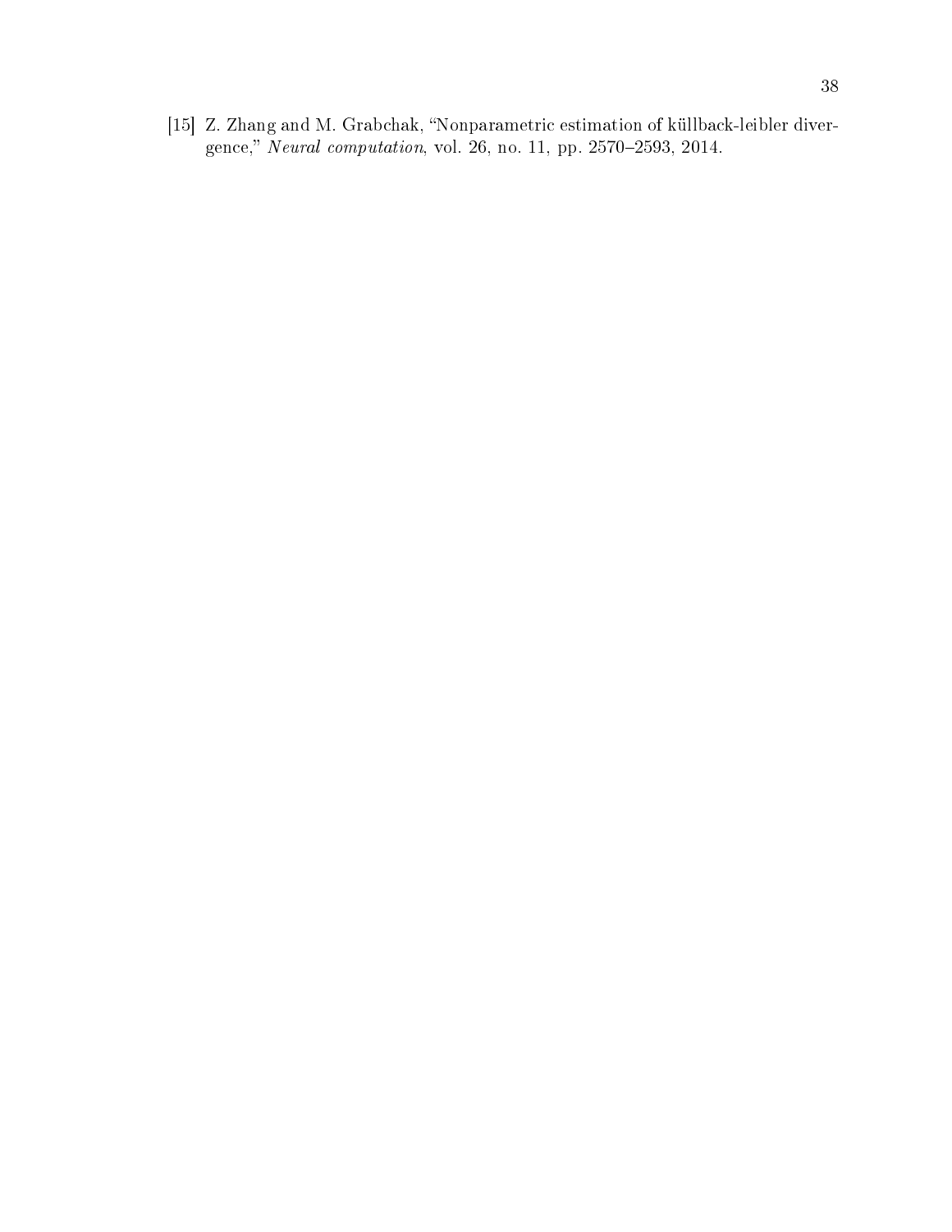[15] Z. Zhang and M. Grabchak, "Nonparametric estimation of küllback-leibler divergence," *Neural computation*, vol. 26, no. 11, pp. 2570–2593, 2014.